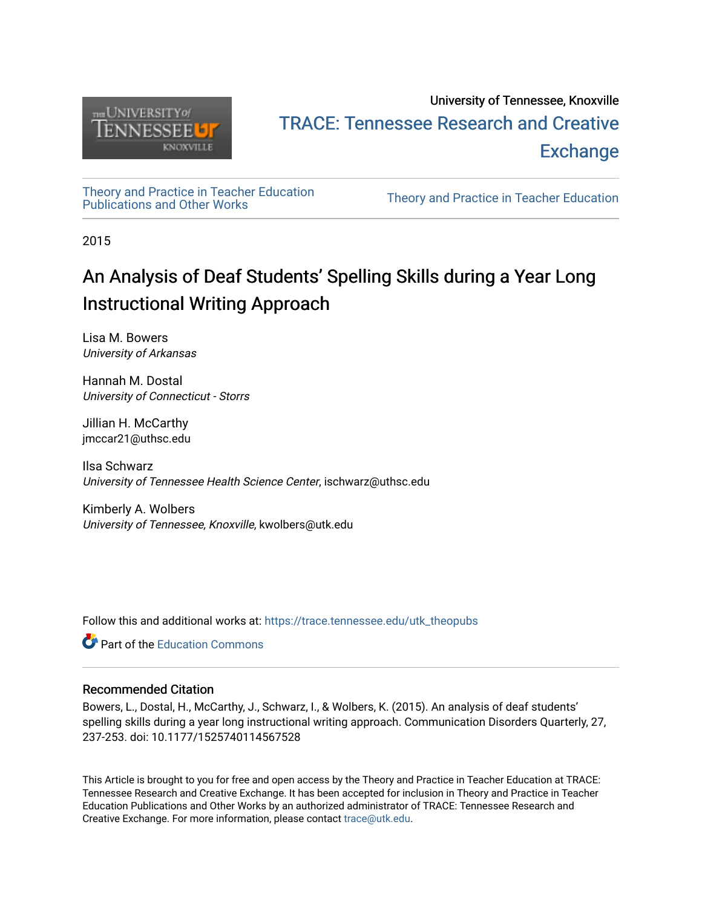University of Tennessee, Knoxville

TRACE: Tennessee Research and Creative Exchange

Theory and Practice in Teacher Education Publications and Other Works

Theory and Practice in Teacher Education

2015

# An Analysis of Deaf Students' Spelling Skills during a Year Long Instructional Writing Approach

Lisa M. Bowers
*University of Arkansas*

Hannah M. Dostal
*University of Connecticut - Storrs*

Jillian H. McCarthy
jmccar21@uthsc.edu

Ilsa Schwarz
*University of Tennessee Health Science Center*, ischwarz@uthsc.edu

Kimberly A. Wolbers
*University of Tennessee, Knoxville*, kwolbers@utk.edu

Follow this and additional works at: https://trace.tennessee.edu/utk_theopubs

Part of the Education Commons

## Recommended Citation

Bowers, L., Dostal, H., McCarthy, J., Schwarz, I., & Wolbers, K. (2015). An analysis of deaf students' spelling skills during a year long instructional writing approach. Communication Disorders Quarterly, 27, 237-253. doi: 10.1177/1525740114567528

This Article is brought to you for free and open access by the Theory and Practice in Teacher Education at TRACE: Tennessee Research and Creative Exchange. It has been accepted for inclusion in Theory and Practice in Teacher Education Publications and Other Works by an authorized administrator of TRACE: Tennessee Research and Creative Exchange. For more information, please contact trace@utk.edu.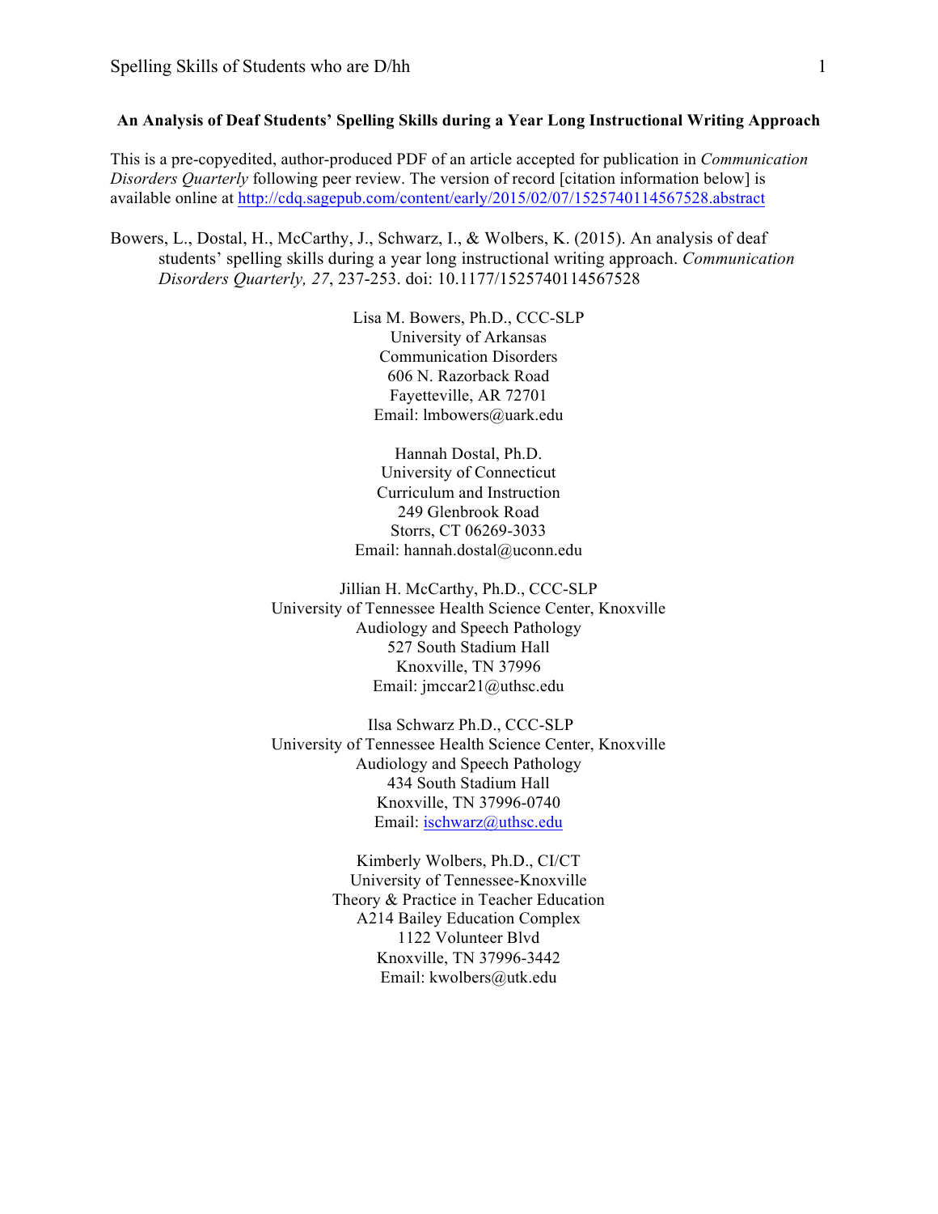**An Analysis of Deaf Students' Spelling Skills during a Year Long Instructional Writing Approach**

This is a pre-copyedited, author-produced PDF of an article accepted for publication in *Communication Disorders Quarterly* following peer review. The version of record [citation information below] is available online at http://cdq.sagepub.com/content/early/2015/02/07/1525740114567528.abstract

Bowers, L., Dostal, H., McCarthy, J., Schwarz, I., & Wolbers, K. (2015). An analysis of deaf students' spelling skills during a year long instructional writing approach. *Communication Disorders Quarterly, 27*, 237-253. doi: 10.1177/1525740114567528

Lisa M. Bowers, Ph.D., CCC-SLP
University of Arkansas
Communication Disorders
606 N. Razorback Road
Fayetteville, AR 72701
Email: lmbowers@uark.edu

Hannah Dostal, Ph.D.
University of Connecticut
Curriculum and Instruction
249 Glenbrook Road
Storrs, CT 06269-3033
Email: hannah.dostal@uconn.edu

Jillian H. McCarthy, Ph.D., CCC-SLP
University of Tennessee Health Science Center, Knoxville
Audiology and Speech Pathology
527 South Stadium Hall
Knoxville, TN 37996
Email: jmccar21@uthsc.edu

Ilsa Schwarz Ph.D., CCC-SLP
University of Tennessee Health Science Center, Knoxville
Audiology and Speech Pathology
434 South Stadium Hall
Knoxville, TN 37996-0740
Email: ischwarz@uthsc.edu

Kimberly Wolbers, Ph.D., CI/CT
University of Tennessee-Knoxville
Theory & Practice in Teacher Education
A214 Bailey Education Complex
1122 Volunteer Blvd
Knoxville, TN 37996-3442
Email: kwolbers@utk.edu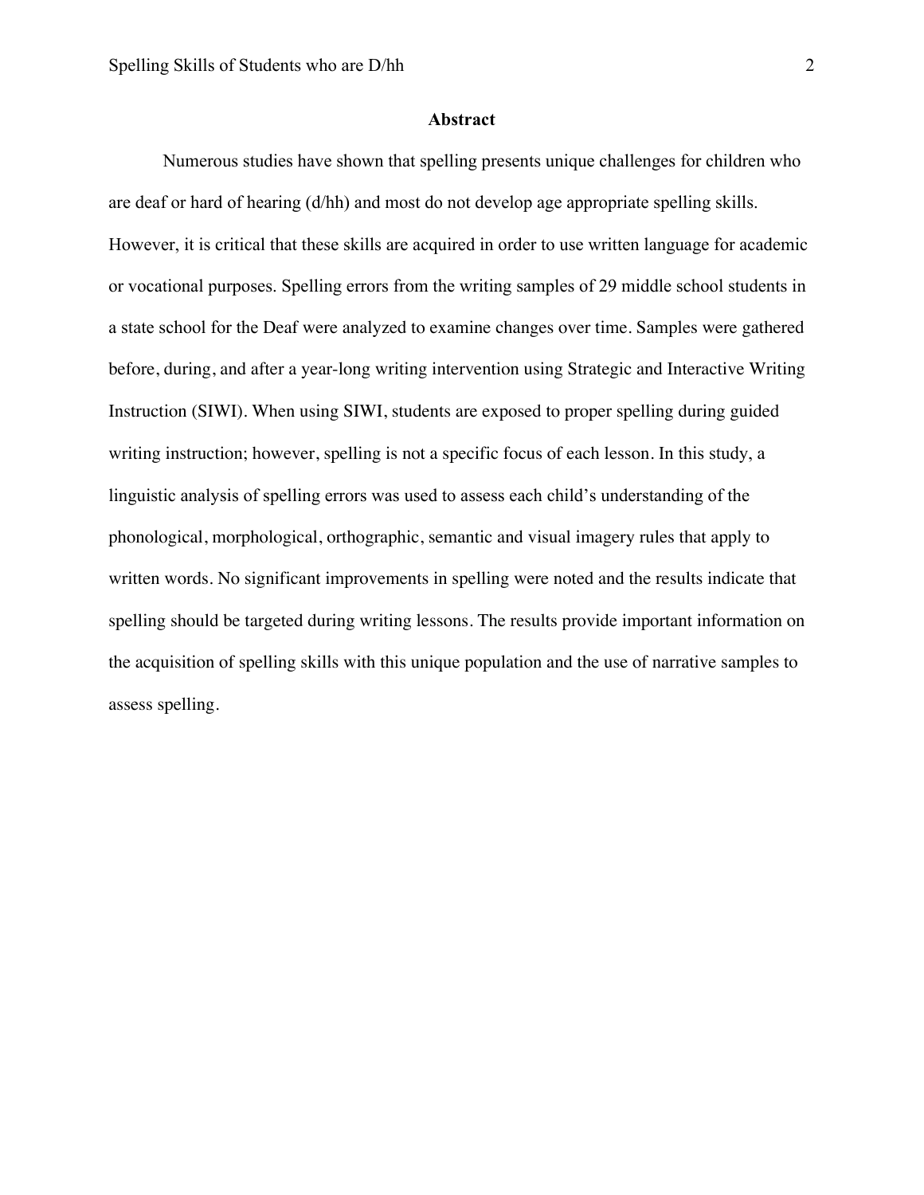## Abstract

Numerous studies have shown that spelling presents unique challenges for children who are deaf or hard of hearing (d/hh) and most do not develop age appropriate spelling skills. However, it is critical that these skills are acquired in order to use written language for academic or vocational purposes. Spelling errors from the writing samples of 29 middle school students in a state school for the Deaf were analyzed to examine changes over time. Samples were gathered before, during, and after a year-long writing intervention using Strategic and Interactive Writing Instruction (SIWI). When using SIWI, students are exposed to proper spelling during guided writing instruction; however, spelling is not a specific focus of each lesson. In this study, a linguistic analysis of spelling errors was used to assess each child's understanding of the phonological, morphological, orthographic, semantic and visual imagery rules that apply to written words. No significant improvements in spelling were noted and the results indicate that spelling should be targeted during writing lessons. The results provide important information on the acquisition of spelling skills with this unique population and the use of narrative samples to assess spelling.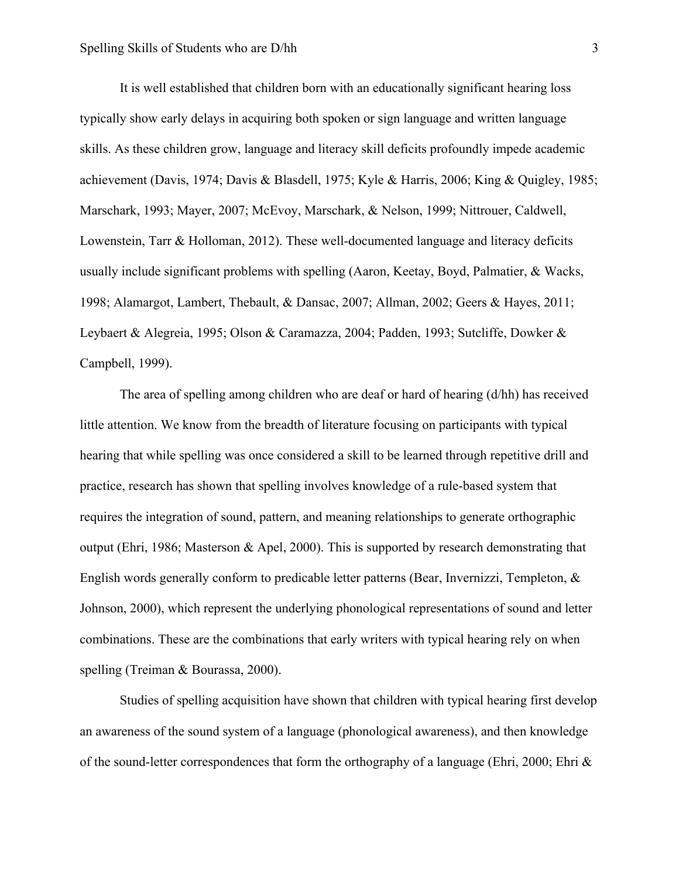It is well established that children born with an educationally significant hearing loss typically show early delays in acquiring both spoken or sign language and written language skills. As these children grow, language and literacy skill deficits profoundly impede academic achievement (Davis, 1974; Davis & Blasdell, 1975; Kyle & Harris, 2006; King & Quigley, 1985; Marschark, 1993; Mayer, 2007; McEvoy, Marschark, & Nelson, 1999; Nittrouer, Caldwell, Lowenstein, Tarr & Holloman, 2012). These well-documented language and literacy deficits usually include significant problems with spelling (Aaron, Keetay, Boyd, Palmatier, & Wacks, 1998; Alamargot, Lambert, Thebault, & Dansac, 2007; Allman, 2002; Geers & Hayes, 2011; Leybaert & Alegreia, 1995; Olson & Caramazza, 2004; Padden, 1993; Sutcliffe, Dowker & Campbell, 1999).

The area of spelling among children who are deaf or hard of hearing (d/hh) has received little attention. We know from the breadth of literature focusing on participants with typical hearing that while spelling was once considered a skill to be learned through repetitive drill and practice, research has shown that spelling involves knowledge of a rule-based system that requires the integration of sound, pattern, and meaning relationships to generate orthographic output (Ehri, 1986; Masterson & Apel, 2000). This is supported by research demonstrating that English words generally conform to predicable letter patterns (Bear, Invernizzi, Templeton, & Johnson, 2000), which represent the underlying phonological representations of sound and letter combinations. These are the combinations that early writers with typical hearing rely on when spelling (Treiman & Bourassa, 2000).

Studies of spelling acquisition have shown that children with typical hearing first develop an awareness of the sound system of a language (phonological awareness), and then knowledge of the sound-letter correspondences that form the orthography of a language (Ehri, 2000; Ehri &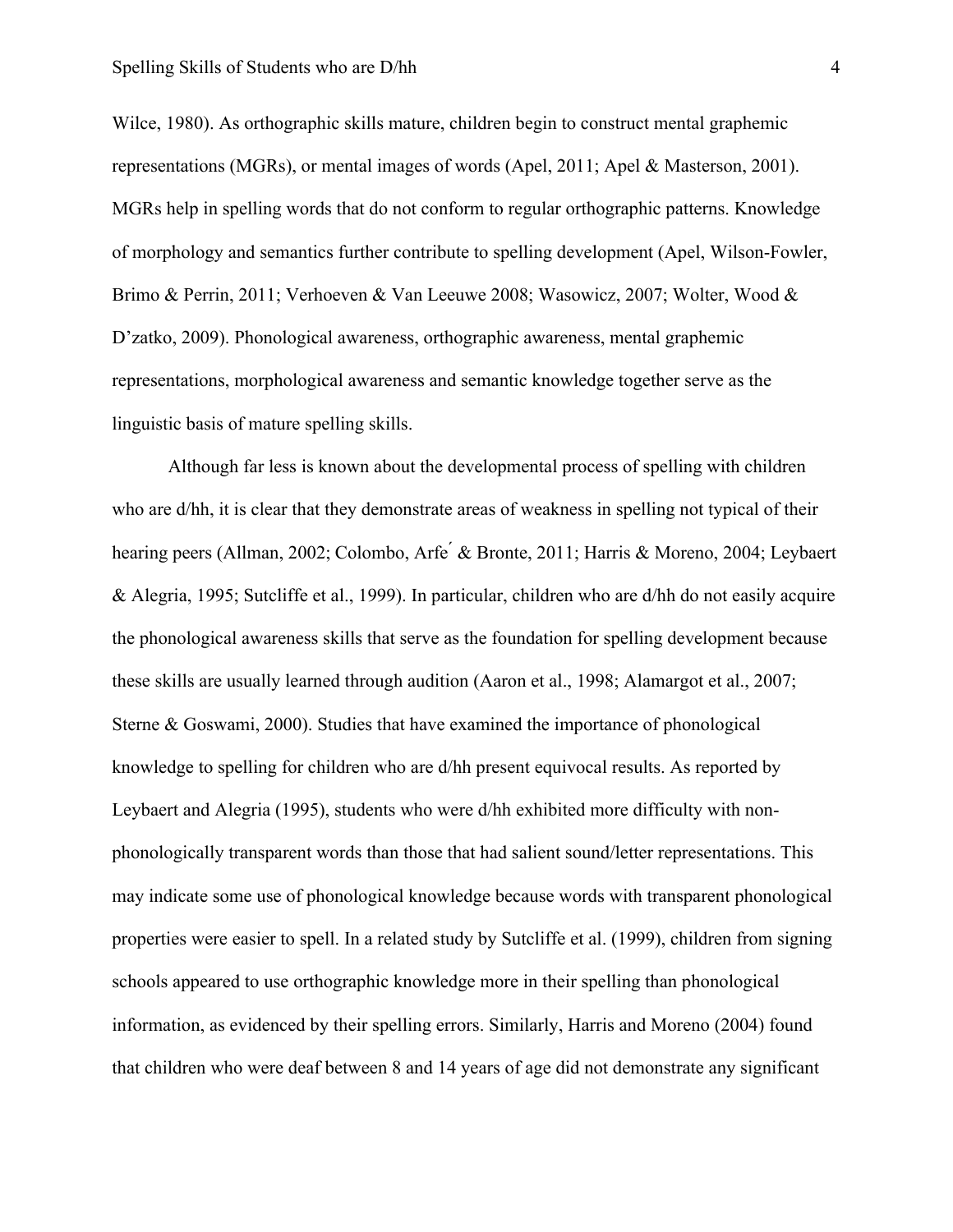Wilce, 1980). As orthographic skills mature, children begin to construct mental graphemic representations (MGRs), or mental images of words (Apel, 2011; Apel & Masterson, 2001). MGRs help in spelling words that do not conform to regular orthographic patterns. Knowledge of morphology and semantics further contribute to spelling development (Apel, Wilson-Fowler, Brimo & Perrin, 2011; Verhoeven & Van Leeuwe 2008; Wasowicz, 2007; Wolter, Wood & D'zatko, 2009). Phonological awareness, orthographic awareness, mental graphemic representations, morphological awareness and semantic knowledge together serve as the linguistic basis of mature spelling skills.

Although far less is known about the developmental process of spelling with children who are d/hh, it is clear that they demonstrate areas of weakness in spelling not typical of their hearing peers (Allman, 2002; Colombo, Arfé & Bronte, 2011; Harris & Moreno, 2004; Leybaert & Alegria, 1995; Sutcliffe et al., 1999). In particular, children who are d/hh do not easily acquire the phonological awareness skills that serve as the foundation for spelling development because these skills are usually learned through audition (Aaron et al., 1998; Alamargot et al., 2007; Sterne & Goswami, 2000). Studies that have examined the importance of phonological knowledge to spelling for children who are d/hh present equivocal results. As reported by Leybaert and Alegria (1995), students who were d/hh exhibited more difficulty with non-phonologically transparent words than those that had salient sound/letter representations. This may indicate some use of phonological knowledge because words with transparent phonological properties were easier to spell. In a related study by Sutcliffe et al. (1999), children from signing schools appeared to use orthographic knowledge more in their spelling than phonological information, as evidenced by their spelling errors. Similarly, Harris and Moreno (2004) found that children who were deaf between 8 and 14 years of age did not demonstrate any significant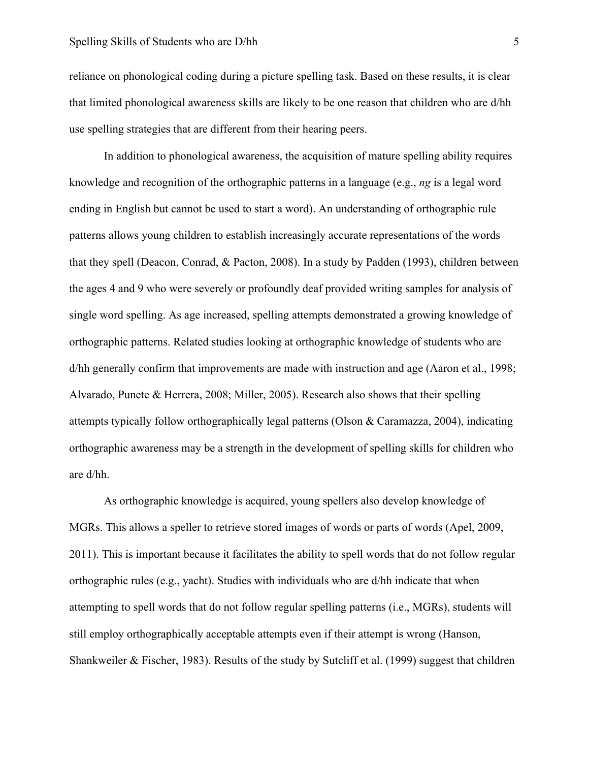reliance on phonological coding during a picture spelling task. Based on these results, it is clear that limited phonological awareness skills are likely to be one reason that children who are d/hh use spelling strategies that are different from their hearing peers.

In addition to phonological awareness, the acquisition of mature spelling ability requires knowledge and recognition of the orthographic patterns in a language (e.g., *ng* is a legal word ending in English but cannot be used to start a word). An understanding of orthographic rule patterns allows young children to establish increasingly accurate representations of the words that they spell (Deacon, Conrad, & Pacton, 2008). In a study by Padden (1993), children between the ages 4 and 9 who were severely or profoundly deaf provided writing samples for analysis of single word spelling. As age increased, spelling attempts demonstrated a growing knowledge of orthographic patterns. Related studies looking at orthographic knowledge of students who are d/hh generally confirm that improvements are made with instruction and age (Aaron et al., 1998; Alvarado, Punete & Herrera, 2008; Miller, 2005). Research also shows that their spelling attempts typically follow orthographically legal patterns (Olson & Caramazza, 2004), indicating orthographic awareness may be a strength in the development of spelling skills for children who are d/hh.

As orthographic knowledge is acquired, young spellers also develop knowledge of MGRs. This allows a speller to retrieve stored images of words or parts of words (Apel, 2009, 2011). This is important because it facilitates the ability to spell words that do not follow regular orthographic rules (e.g., yacht). Studies with individuals who are d/hh indicate that when attempting to spell words that do not follow regular spelling patterns (i.e., MGRs), students will still employ orthographically acceptable attempts even if their attempt is wrong (Hanson, Shankweiler & Fischer, 1983). Results of the study by Sutcliff et al. (1999) suggest that children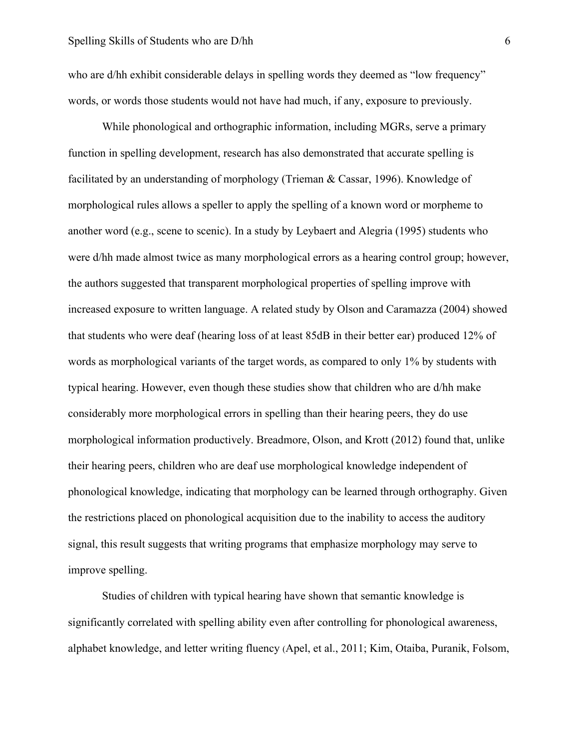who are d/hh exhibit considerable delays in spelling words they deemed as "low frequency" words, or words those students would not have had much, if any, exposure to previously.

While phonological and orthographic information, including MGRs, serve a primary function in spelling development, research has also demonstrated that accurate spelling is facilitated by an understanding of morphology (Trieman & Cassar, 1996). Knowledge of morphological rules allows a speller to apply the spelling of a known word or morpheme to another word (e.g., scene to scenic). In a study by Leybaert and Alegria (1995) students who were d/hh made almost twice as many morphological errors as a hearing control group; however, the authors suggested that transparent morphological properties of spelling improve with increased exposure to written language. A related study by Olson and Caramazza (2004) showed that students who were deaf (hearing loss of at least 85dB in their better ear) produced 12% of words as morphological variants of the target words, as compared to only 1% by students with typical hearing. However, even though these studies show that children who are d/hh make considerably more morphological errors in spelling than their hearing peers, they do use morphological information productively. Breadmore, Olson, and Krott (2012) found that, unlike their hearing peers, children who are deaf use morphological knowledge independent of phonological knowledge, indicating that morphology can be learned through orthography. Given the restrictions placed on phonological acquisition due to the inability to access the auditory signal, this result suggests that writing programs that emphasize morphology may serve to improve spelling.

Studies of children with typical hearing have shown that semantic knowledge is significantly correlated with spelling ability even after controlling for phonological awareness, alphabet knowledge, and letter writing fluency (Apel, et al., 2011; Kim, Otaiba, Puranik, Folsom,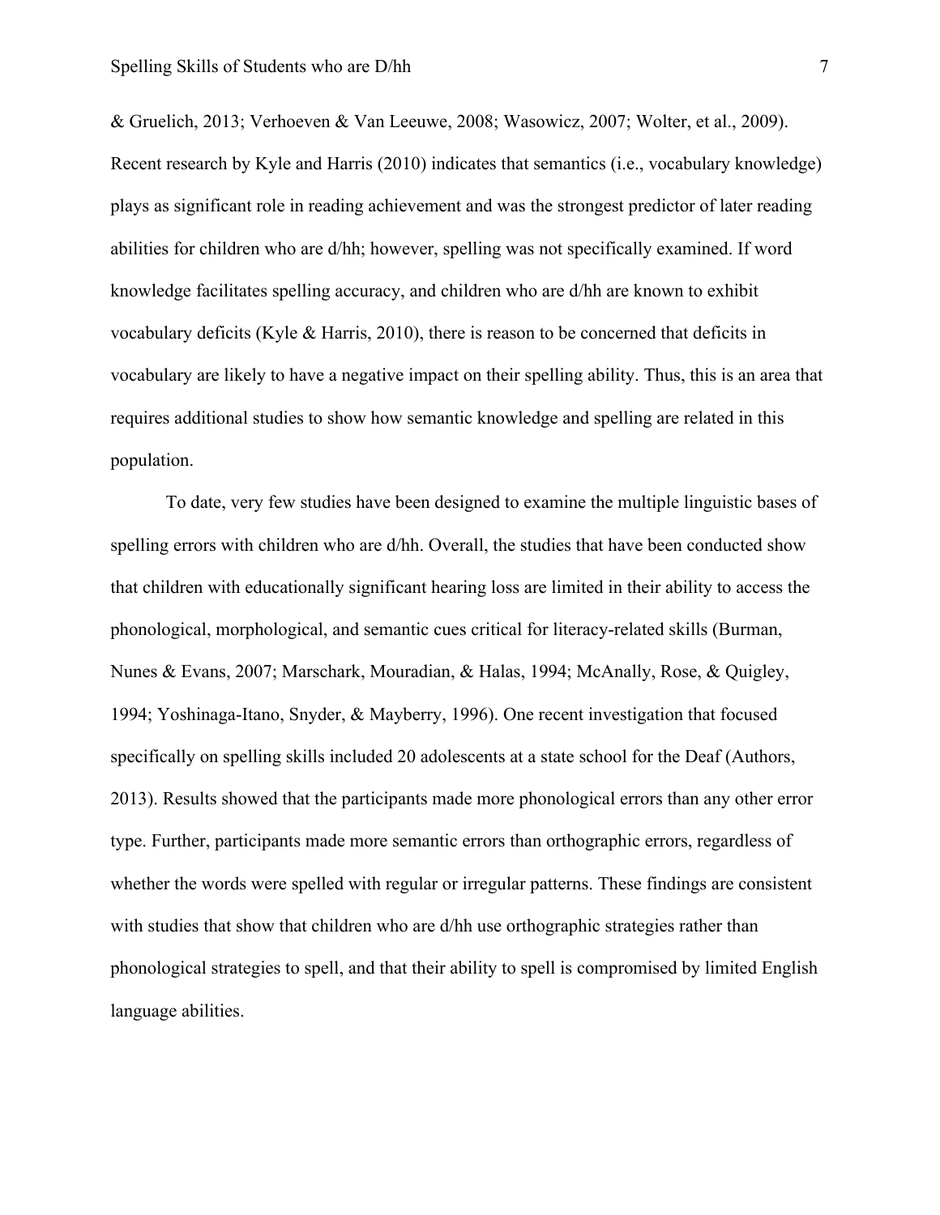& Gruelich, 2013; Verhoeven & Van Leeuwe, 2008; Wasowicz, 2007; Wolter, et al., 2009). Recent research by Kyle and Harris (2010) indicates that semantics (i.e., vocabulary knowledge) plays as significant role in reading achievement and was the strongest predictor of later reading abilities for children who are d/hh; however, spelling was not specifically examined. If word knowledge facilitates spelling accuracy, and children who are d/hh are known to exhibit vocabulary deficits (Kyle & Harris, 2010), there is reason to be concerned that deficits in vocabulary are likely to have a negative impact on their spelling ability. Thus, this is an area that requires additional studies to show how semantic knowledge and spelling are related in this population.

To date, very few studies have been designed to examine the multiple linguistic bases of spelling errors with children who are d/hh. Overall, the studies that have been conducted show that children with educationally significant hearing loss are limited in their ability to access the phonological, morphological, and semantic cues critical for literacy-related skills (Burman, Nunes & Evans, 2007; Marschark, Mouradian, & Halas, 1994; McAnally, Rose, & Quigley, 1994; Yoshinaga-Itano, Snyder, & Mayberry, 1996). One recent investigation that focused specifically on spelling skills included 20 adolescents at a state school for the Deaf (Authors, 2013). Results showed that the participants made more phonological errors than any other error type. Further, participants made more semantic errors than orthographic errors, regardless of whether the words were spelled with regular or irregular patterns. These findings are consistent with studies that show that children who are d/hh use orthographic strategies rather than phonological strategies to spell, and that their ability to spell is compromised by limited English language abilities.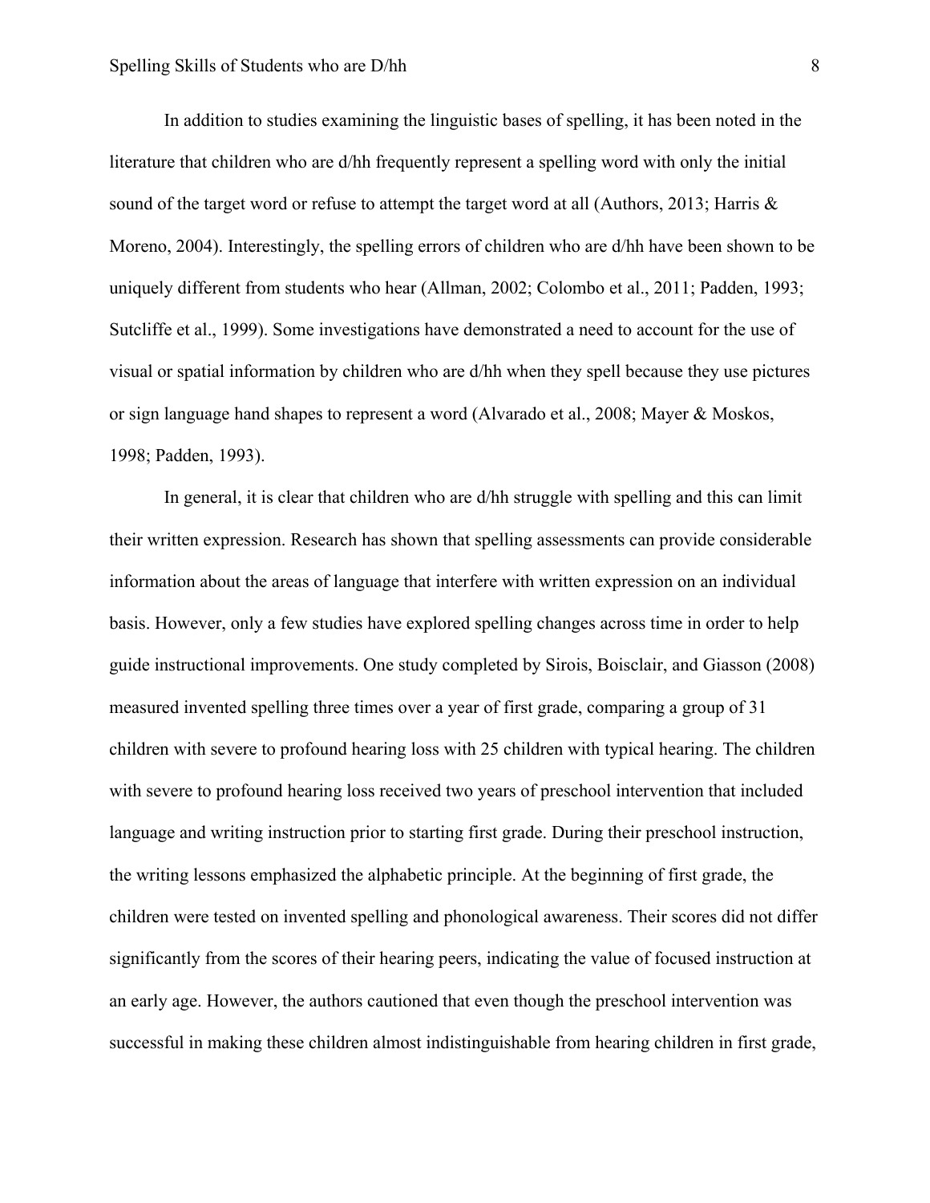In addition to studies examining the linguistic bases of spelling, it has been noted in the literature that children who are d/hh frequently represent a spelling word with only the initial sound of the target word or refuse to attempt the target word at all (Authors, 2013; Harris & Moreno, 2004). Interestingly, the spelling errors of children who are d/hh have been shown to be uniquely different from students who hear (Allman, 2002; Colombo et al., 2011; Padden, 1993; Sutcliffe et al., 1999). Some investigations have demonstrated a need to account for the use of visual or spatial information by children who are d/hh when they spell because they use pictures or sign language hand shapes to represent a word (Alvarado et al., 2008; Mayer & Moskos, 1998; Padden, 1993).

In general, it is clear that children who are d/hh struggle with spelling and this can limit their written expression. Research has shown that spelling assessments can provide considerable information about the areas of language that interfere with written expression on an individual basis. However, only a few studies have explored spelling changes across time in order to help guide instructional improvements. One study completed by Sirois, Boisclair, and Giasson (2008) measured invented spelling three times over a year of first grade, comparing a group of 31 children with severe to profound hearing loss with 25 children with typical hearing. The children with severe to profound hearing loss received two years of preschool intervention that included language and writing instruction prior to starting first grade. During their preschool instruction, the writing lessons emphasized the alphabetic principle. At the beginning of first grade, the children were tested on invented spelling and phonological awareness. Their scores did not differ significantly from the scores of their hearing peers, indicating the value of focused instruction at an early age. However, the authors cautioned that even though the preschool intervention was successful in making these children almost indistinguishable from hearing children in first grade,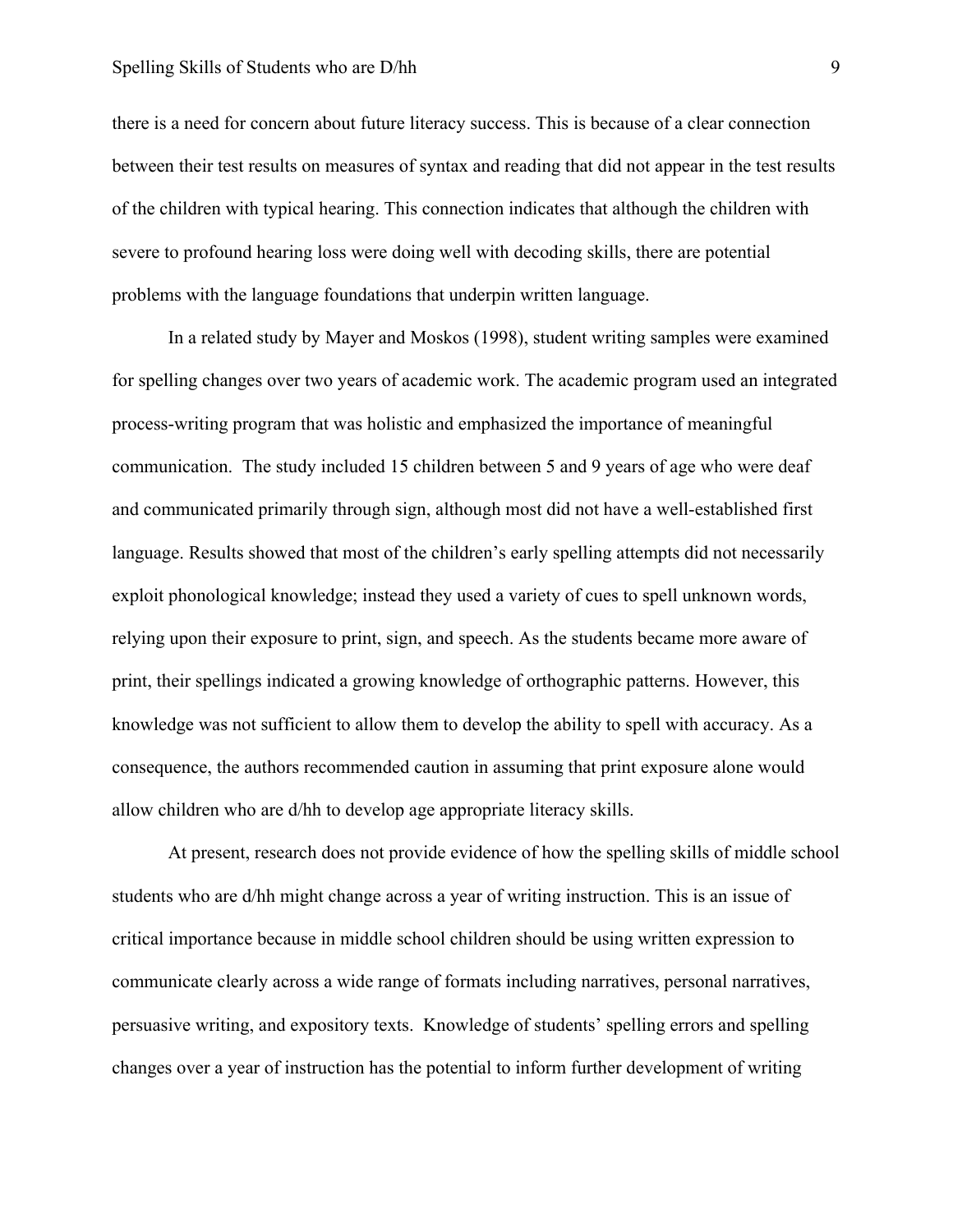there is a need for concern about future literacy success. This is because of a clear connection between their test results on measures of syntax and reading that did not appear in the test results of the children with typical hearing. This connection indicates that although the children with severe to profound hearing loss were doing well with decoding skills, there are potential problems with the language foundations that underpin written language.

In a related study by Mayer and Moskos (1998), student writing samples were examined for spelling changes over two years of academic work. The academic program used an integrated process-writing program that was holistic and emphasized the importance of meaningful communication. The study included 15 children between 5 and 9 years of age who were deaf and communicated primarily through sign, although most did not have a well-established first language. Results showed that most of the children's early spelling attempts did not necessarily exploit phonological knowledge; instead they used a variety of cues to spell unknown words, relying upon their exposure to print, sign, and speech. As the students became more aware of print, their spellings indicated a growing knowledge of orthographic patterns. However, this knowledge was not sufficient to allow them to develop the ability to spell with accuracy. As a consequence, the authors recommended caution in assuming that print exposure alone would allow children who are d/hh to develop age appropriate literacy skills.

At present, research does not provide evidence of how the spelling skills of middle school students who are d/hh might change across a year of writing instruction. This is an issue of critical importance because in middle school children should be using written expression to communicate clearly across a wide range of formats including narratives, personal narratives, persuasive writing, and expository texts. Knowledge of students' spelling errors and spelling changes over a year of instruction has the potential to inform further development of writing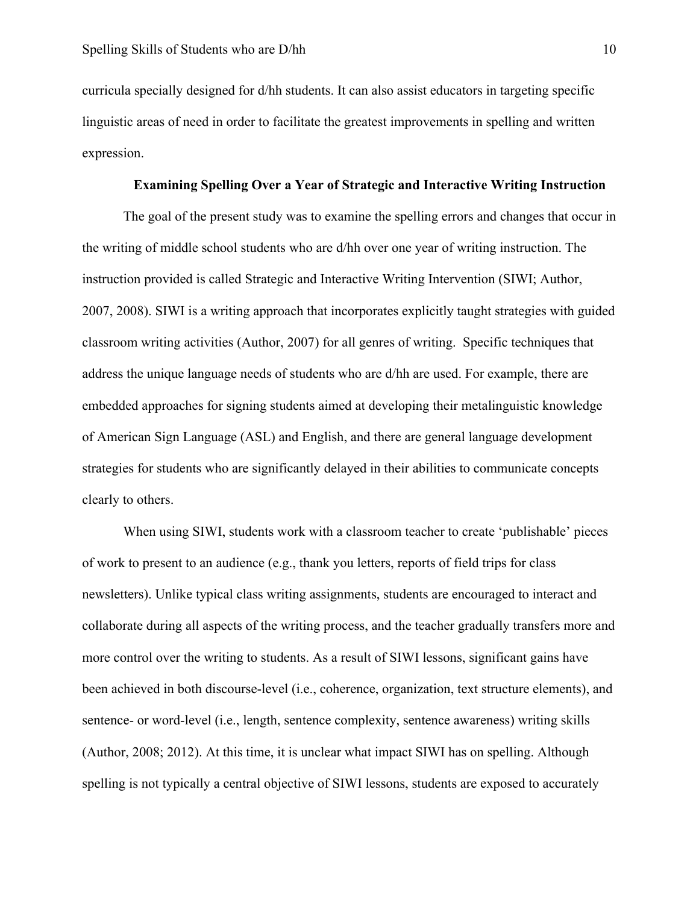curricula specially designed for d/hh students. It can also assist educators in targeting specific linguistic areas of need in order to facilitate the greatest improvements in spelling and written expression.

## Examining Spelling Over a Year of Strategic and Interactive Writing Instruction

The goal of the present study was to examine the spelling errors and changes that occur in the writing of middle school students who are d/hh over one year of writing instruction. The instruction provided is called Strategic and Interactive Writing Intervention (SIWI; Author, 2007, 2008). SIWI is a writing approach that incorporates explicitly taught strategies with guided classroom writing activities (Author, 2007) for all genres of writing. Specific techniques that address the unique language needs of students who are d/hh are used. For example, there are embedded approaches for signing students aimed at developing their metalinguistic knowledge of American Sign Language (ASL) and English, and there are general language development strategies for students who are significantly delayed in their abilities to communicate concepts clearly to others.

When using SIWI, students work with a classroom teacher to create 'publishable' pieces of work to present to an audience (e.g., thank you letters, reports of field trips for class newsletters). Unlike typical class writing assignments, students are encouraged to interact and collaborate during all aspects of the writing process, and the teacher gradually transfers more and more control over the writing to students. As a result of SIWI lessons, significant gains have been achieved in both discourse-level (i.e., coherence, organization, text structure elements), and sentence- or word-level (i.e., length, sentence complexity, sentence awareness) writing skills (Author, 2008; 2012). At this time, it is unclear what impact SIWI has on spelling. Although spelling is not typically a central objective of SIWI lessons, students are exposed to accurately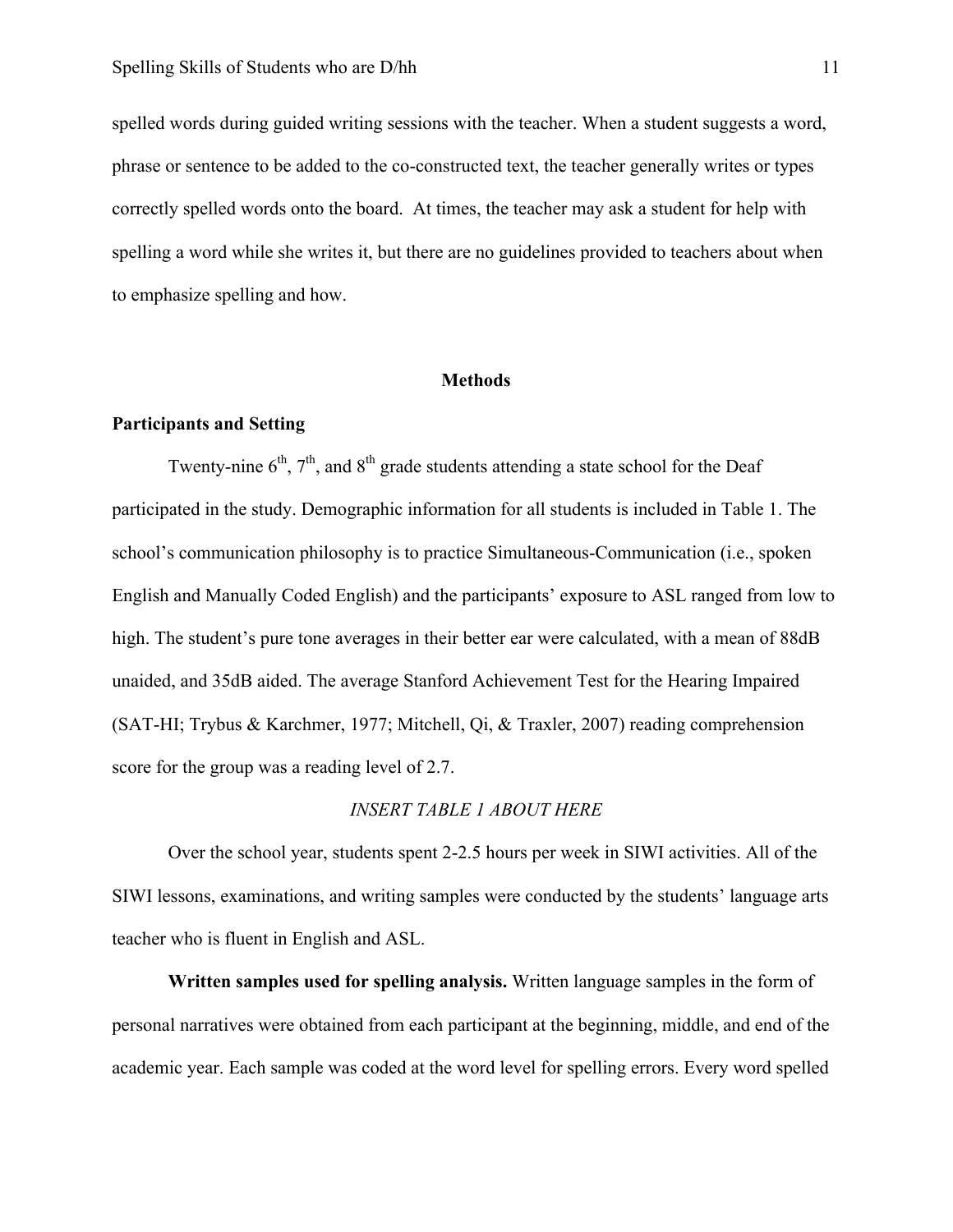spelled words during guided writing sessions with the teacher. When a student suggests a word, phrase or sentence to be added to the co-constructed text, the teacher generally writes or types correctly spelled words onto the board. At times, the teacher may ask a student for help with spelling a word while she writes it, but there are no guidelines provided to teachers about when to emphasize spelling and how.

## Methods

### Participants and Setting

Twenty-nine $6^{th}$, $7^{th}$, and $8^{th}$ grade students attending a state school for the Deaf participated in the study. Demographic information for all students is included in Table 1. The school's communication philosophy is to practice Simultaneous-Communication (i.e., spoken English and Manually Coded English) and the participants' exposure to ASL ranged from low to high. The student's pure tone averages in their better ear were calculated, with a mean of 88dB unaided, and 35dB aided. The average Stanford Achievement Test for the Hearing Impaired (SAT-HI; Trybus & Karchmer, 1977; Mitchell, Qi, & Traxler, 2007) reading comprehension score for the group was a reading level of 2.7.

*INSERT TABLE 1 ABOUT HERE*

Over the school year, students spent 2-2.5 hours per week in SIWI activities. All of the SIWI lessons, examinations, and writing samples were conducted by the students' language arts teacher who is fluent in English and ASL.

**Written samples used for spelling analysis.** Written language samples in the form of personal narratives were obtained from each participant at the beginning, middle, and end of the academic year. Each sample was coded at the word level for spelling errors. Every word spelled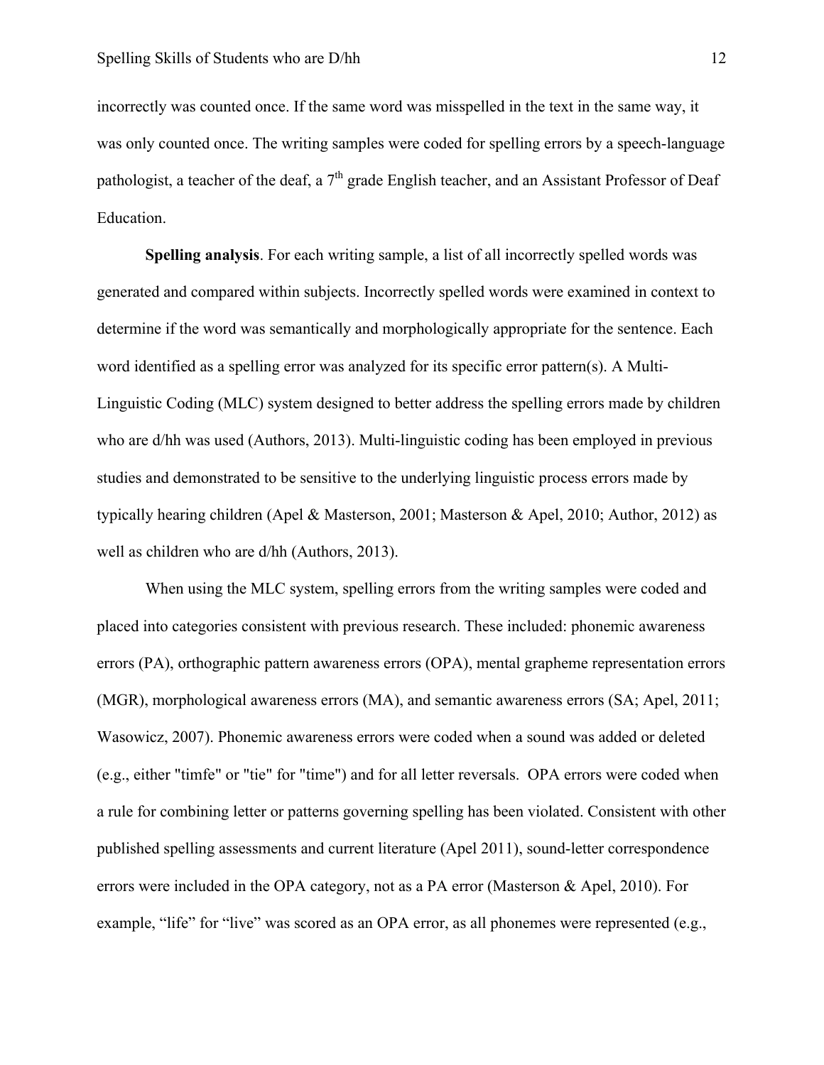incorrectly was counted once. If the same word was misspelled in the text in the same way, it was only counted once. The writing samples were coded for spelling errors by a speech-language pathologist, a teacher of the deaf, a 7th grade English teacher, and an Assistant Professor of Deaf Education.

**Spelling analysis**. For each writing sample, a list of all incorrectly spelled words was generated and compared within subjects. Incorrectly spelled words were examined in context to determine if the word was semantically and morphologically appropriate for the sentence. Each word identified as a spelling error was analyzed for its specific error pattern(s). A Multi-Linguistic Coding (MLC) system designed to better address the spelling errors made by children who are d/hh was used (Authors, 2013). Multi-linguistic coding has been employed in previous studies and demonstrated to be sensitive to the underlying linguistic process errors made by typically hearing children (Apel & Masterson, 2001; Masterson & Apel, 2010; Author, 2012) as well as children who are d/hh (Authors, 2013).

When using the MLC system, spelling errors from the writing samples were coded and placed into categories consistent with previous research. These included: phonemic awareness errors (PA), orthographic pattern awareness errors (OPA), mental grapheme representation errors (MGR), morphological awareness errors (MA), and semantic awareness errors (SA; Apel, 2011; Wasowicz, 2007). Phonemic awareness errors were coded when a sound was added or deleted (e.g., either "timfe" or "tie" for "time") and for all letter reversals. OPA errors were coded when a rule for combining letter or patterns governing spelling has been violated. Consistent with other published spelling assessments and current literature (Apel 2011), sound-letter correspondence errors were included in the OPA category, not as a PA error (Masterson & Apel, 2010). For example, "life" for "live" was scored as an OPA error, as all phonemes were represented (e.g.,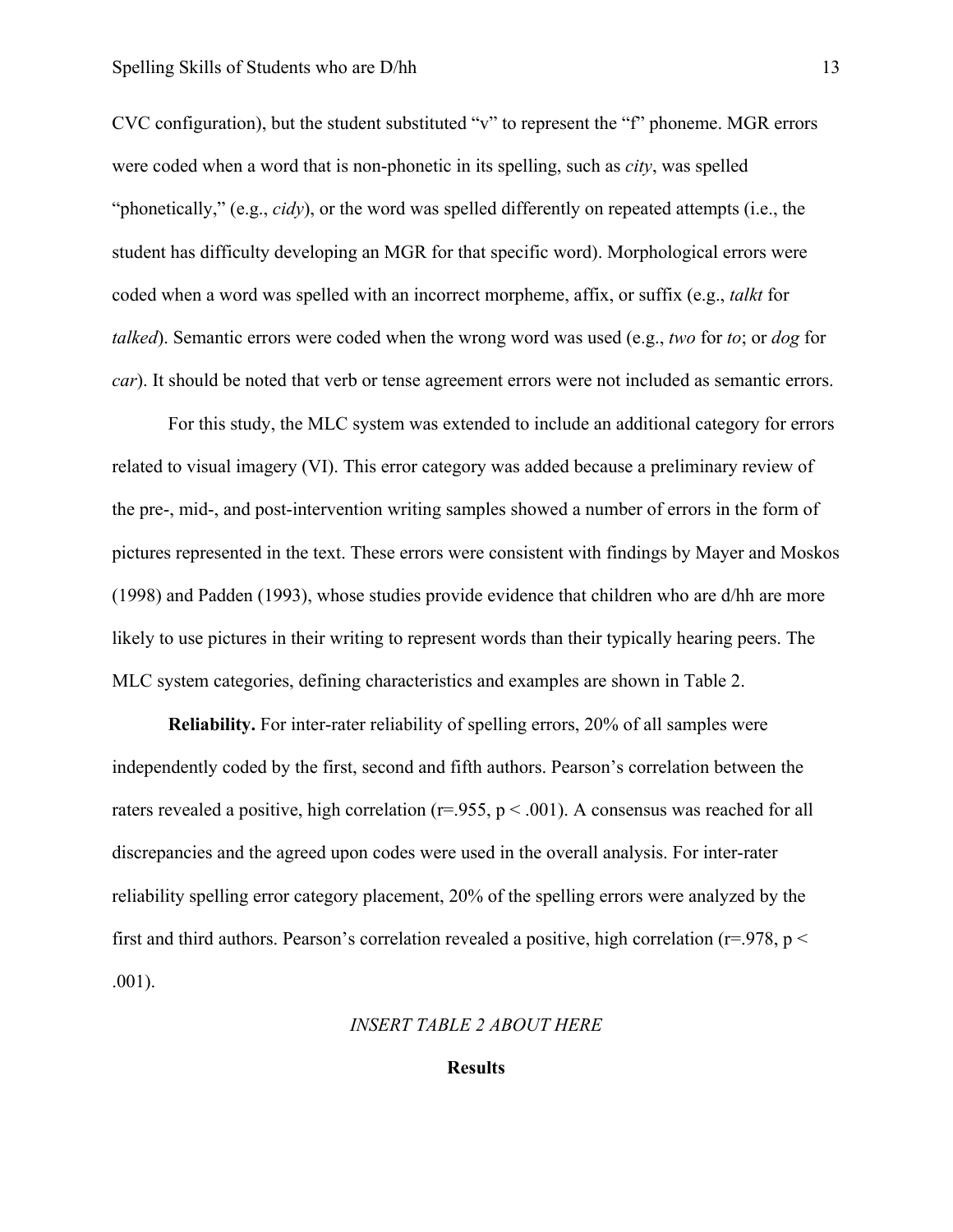CVC configuration), but the student substituted "v" to represent the "f" phoneme. MGR errors were coded when a word that is non-phonetic in its spelling, such as *city*, was spelled "phonetically," (e.g., *cidy*), or the word was spelled differently on repeated attempts (i.e., the student has difficulty developing an MGR for that specific word). Morphological errors were coded when a word was spelled with an incorrect morpheme, affix, or suffix (e.g., *talkt* for *talked*). Semantic errors were coded when the wrong word was used (e.g., *two* for *to*; or *dog* for *car*). It should be noted that verb or tense agreement errors were not included as semantic errors.

For this study, the MLC system was extended to include an additional category for errors related to visual imagery (VI). This error category was added because a preliminary review of the pre-, mid-, and post-intervention writing samples showed a number of errors in the form of pictures represented in the text. These errors were consistent with findings by Mayer and Moskos (1998) and Padden (1993), whose studies provide evidence that children who are d/hh are more likely to use pictures in their writing to represent words than their typically hearing peers. The MLC system categories, defining characteristics and examples are shown in Table 2.

**Reliability.** For inter-rater reliability of spelling errors, 20% of all samples were independently coded by the first, second and fifth authors. Pearson's correlation between the raters revealed a positive, high correlation ($r=.955$, $p < .001$). A consensus was reached for all discrepancies and the agreed upon codes were used in the overall analysis. For inter-rater reliability spelling error category placement, 20% of the spelling errors were analyzed by the first and third authors. Pearson's correlation revealed a positive, high correlation ($r=.978$, $p < .001$).

*INSERT TABLE 2 ABOUT HERE*

## Results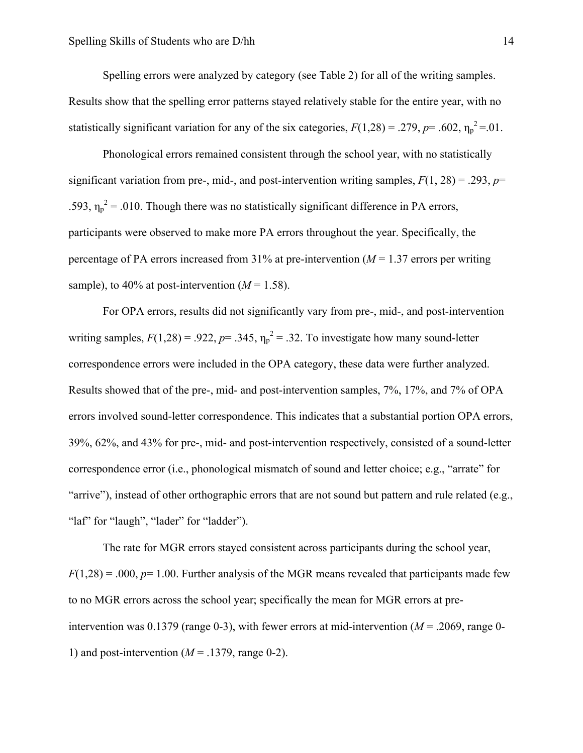Spelling errors were analyzed by category (see Table 2) for all of the writing samples. Results show that the spelling error patterns stayed relatively stable for the entire year, with no statistically significant variation for any of the six categories, $F(1,28) = .279$, $p = .602$, $\eta_p^2 = .01$.

Phonological errors remained consistent through the school year, with no statistically significant variation from pre-, mid-, and post-intervention writing samples, $F(1, 28) = .293$, $p = .593$, $\eta_p^2 = .010$. Though there was no statistically significant difference in PA errors, participants were observed to make more PA errors throughout the year. Specifically, the percentage of PA errors increased from 31% at pre-intervention ($M = 1.37$ errors per writing sample), to 40% at post-intervention ($M = 1.58$).

For OPA errors, results did not significantly vary from pre-, mid-, and post-intervention writing samples, $F(1,28) = .922$, $p = .345$, $\eta_p^2 = .32$. To investigate how many sound-letter correspondence errors were included in the OPA category, these data were further analyzed. Results showed that of the pre-, mid- and post-intervention samples, 7%, 17%, and 7% of OPA errors involved sound-letter correspondence. This indicates that a substantial portion OPA errors, 39%, 62%, and 43% for pre-, mid- and post-intervention respectively, consisted of a sound-letter correspondence error (i.e., phonological mismatch of sound and letter choice; e.g., "arrate" for "arrive"), instead of other orthographic errors that are not sound but pattern and rule related (e.g., "laf" for "laugh", "lader" for "ladder").

The rate for MGR errors stayed consistent across participants during the school year, $F(1,28) = .000$, $p = 1.00$. Further analysis of the MGR means revealed that participants made few to no MGR errors across the school year; specifically the mean for MGR errors at pre-intervention was 0.1379 (range 0-3), with fewer errors at mid-intervention ($M = .2069$, range 0-1) and post-intervention ($M = .1379$, range 0-2).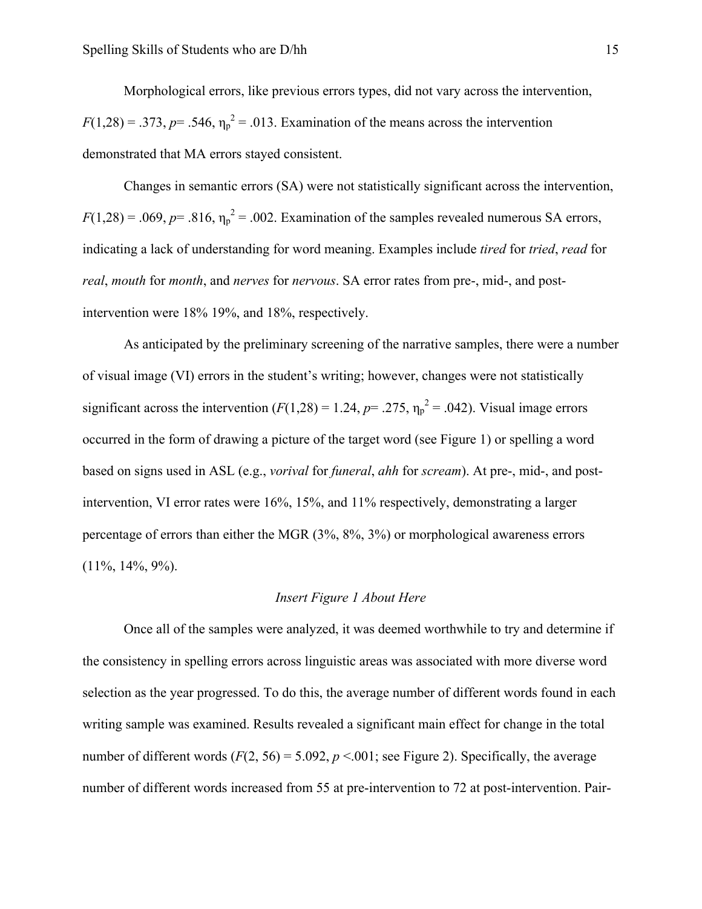Morphological errors, like previous errors types, did not vary across the intervention, $F(1,28) = .373$, $p = .546$, $\eta_p^2 = .013$. Examination of the means across the intervention demonstrated that MA errors stayed consistent.

Changes in semantic errors (SA) were not statistically significant across the intervention, $F(1,28) = .069$, $p = .816$, $\eta_p^2 = .002$. Examination of the samples revealed numerous SA errors, indicating a lack of understanding for word meaning. Examples include *tired* for *tried*, *read* for *real*, *mouth* for *month*, and *nerves* for *nervous*. SA error rates from pre-, mid-, and post-intervention were 18% 19%, and 18%, respectively.

As anticipated by the preliminary screening of the narrative samples, there were a number of visual image (VI) errors in the student's writing; however, changes were not statistically significant across the intervention ($F(1,28) = 1.24$, $p = .275$, $\eta_p^2 = .042$). Visual image errors occurred in the form of drawing a picture of the target word (see Figure 1) or spelling a word based on signs used in ASL (e.g., *vorival* for *funeral*, *ahh* for *scream*). At pre-, mid-, and post-intervention, VI error rates were 16%, 15%, and 11% respectively, demonstrating a larger percentage of errors than either the MGR (3%, 8%, 3%) or morphological awareness errors (11%, 14%, 9%).

*Insert Figure 1 About Here*

Once all of the samples were analyzed, it was deemed worthwhile to try and determine if the consistency in spelling errors across linguistic areas was associated with more diverse word selection as the year progressed. To do this, the average number of different words found in each writing sample was examined. Results revealed a significant main effect for change in the total number of different words ($F(2, 56) = 5.092$, $p < .001$; see Figure 2). Specifically, the average number of different words increased from 55 at pre-intervention to 72 at post-intervention. Pair-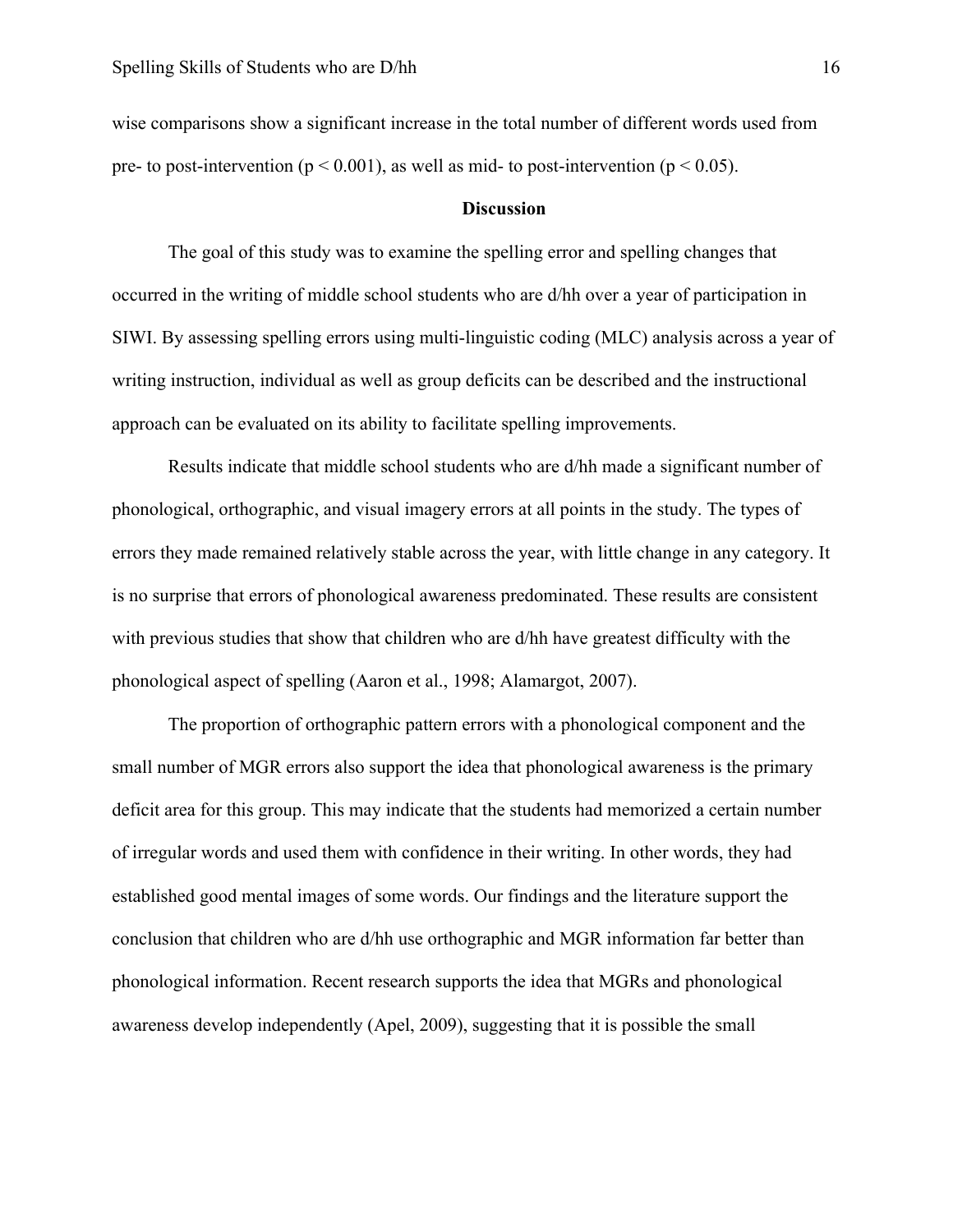wise comparisons show a significant increase in the total number of different words used from pre- to post-intervention ($p < 0.001$), as well as mid- to post-intervention ($p < 0.05$).

## Discussion

The goal of this study was to examine the spelling error and spelling changes that occurred in the writing of middle school students who are d/hh over a year of participation in SIWI. By assessing spelling errors using multi-linguistic coding (MLC) analysis across a year of writing instruction, individual as well as group deficits can be described and the instructional approach can be evaluated on its ability to facilitate spelling improvements.

Results indicate that middle school students who are d/hh made a significant number of phonological, orthographic, and visual imagery errors at all points in the study. The types of errors they made remained relatively stable across the year, with little change in any category. It is no surprise that errors of phonological awareness predominated. These results are consistent with previous studies that show that children who are d/hh have greatest difficulty with the phonological aspect of spelling (Aaron et al., 1998; Alamargot, 2007).

The proportion of orthographic pattern errors with a phonological component and the small number of MGR errors also support the idea that phonological awareness is the primary deficit area for this group. This may indicate that the students had memorized a certain number of irregular words and used them with confidence in their writing. In other words, they had established good mental images of some words. Our findings and the literature support the conclusion that children who are d/hh use orthographic and MGR information far better than phonological information. Recent research supports the idea that MGRs and phonological awareness develop independently (Apel, 2009), suggesting that it is possible the small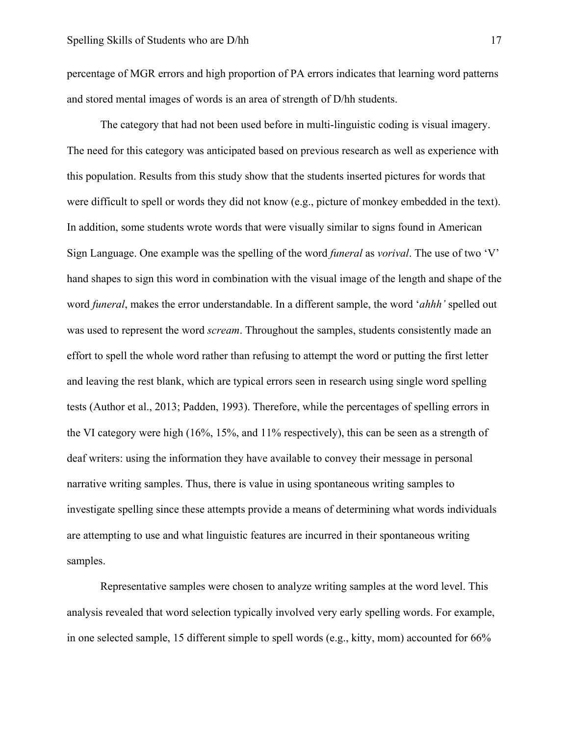percentage of MGR errors and high proportion of PA errors indicates that learning word patterns and stored mental images of words is an area of strength of D/hh students.

The category that had not been used before in multi-linguistic coding is visual imagery. The need for this category was anticipated based on previous research as well as experience with this population. Results from this study show that the students inserted pictures for words that were difficult to spell or words they did not know (e.g., picture of monkey embedded in the text). In addition, some students wrote words that were visually similar to signs found in American Sign Language. One example was the spelling of the word *funeral* as *vorival*. The use of two 'V' hand shapes to sign this word in combination with the visual image of the length and shape of the word *funeral*, makes the error understandable. In a different sample, the word '*ahhh'* spelled out was used to represent the word *scream*. Throughout the samples, students consistently made an effort to spell the whole word rather than refusing to attempt the word or putting the first letter and leaving the rest blank, which are typical errors seen in research using single word spelling tests (Author et al., 2013; Padden, 1993). Therefore, while the percentages of spelling errors in the VI category were high (16%, 15%, and 11% respectively), this can be seen as a strength of deaf writers: using the information they have available to convey their message in personal narrative writing samples. Thus, there is value in using spontaneous writing samples to investigate spelling since these attempts provide a means of determining what words individuals are attempting to use and what linguistic features are incurred in their spontaneous writing samples.

Representative samples were chosen to analyze writing samples at the word level. This analysis revealed that word selection typically involved very early spelling words. For example, in one selected sample, 15 different simple to spell words (e.g., kitty, mom) accounted for 66%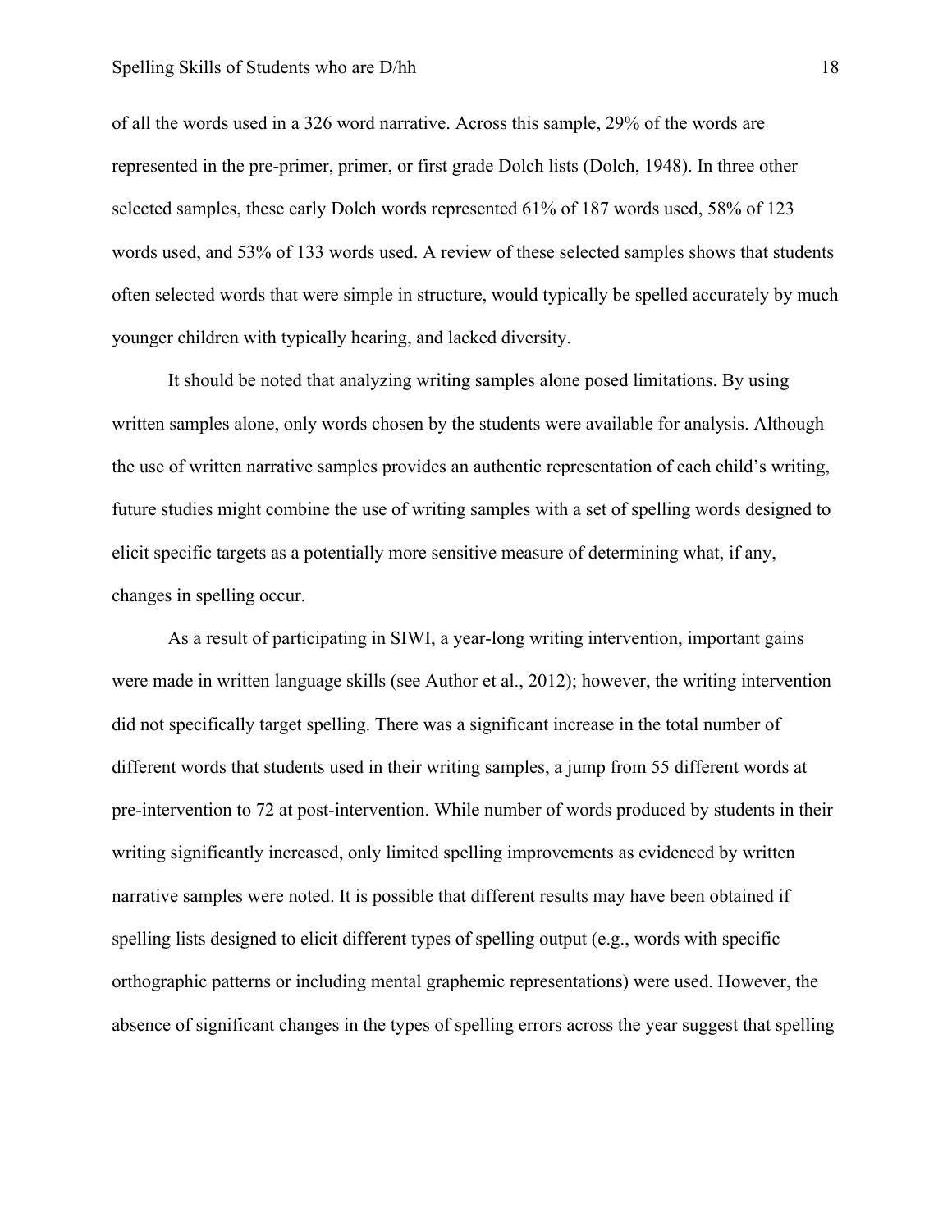of all the words used in a 326 word narrative. Across this sample, 29% of the words are represented in the pre-primer, primer, or first grade Dolch lists (Dolch, 1948). In three other selected samples, these early Dolch words represented 61% of 187 words used, 58% of 123 words used, and 53% of 133 words used. A review of these selected samples shows that students often selected words that were simple in structure, would typically be spelled accurately by much younger children with typically hearing, and lacked diversity.

It should be noted that analyzing writing samples alone posed limitations. By using written samples alone, only words chosen by the students were available for analysis. Although the use of written narrative samples provides an authentic representation of each child's writing, future studies might combine the use of writing samples with a set of spelling words designed to elicit specific targets as a potentially more sensitive measure of determining what, if any, changes in spelling occur.

As a result of participating in SIWI, a year-long writing intervention, important gains were made in written language skills (see Author et al., 2012); however, the writing intervention did not specifically target spelling. There was a significant increase in the total number of different words that students used in their writing samples, a jump from 55 different words at pre-intervention to 72 at post-intervention. While number of words produced by students in their writing significantly increased, only limited spelling improvements as evidenced by written narrative samples were noted. It is possible that different results may have been obtained if spelling lists designed to elicit different types of spelling output (e.g., words with specific orthographic patterns or including mental graphemic representations) were used. However, the absence of significant changes in the types of spelling errors across the year suggest that spelling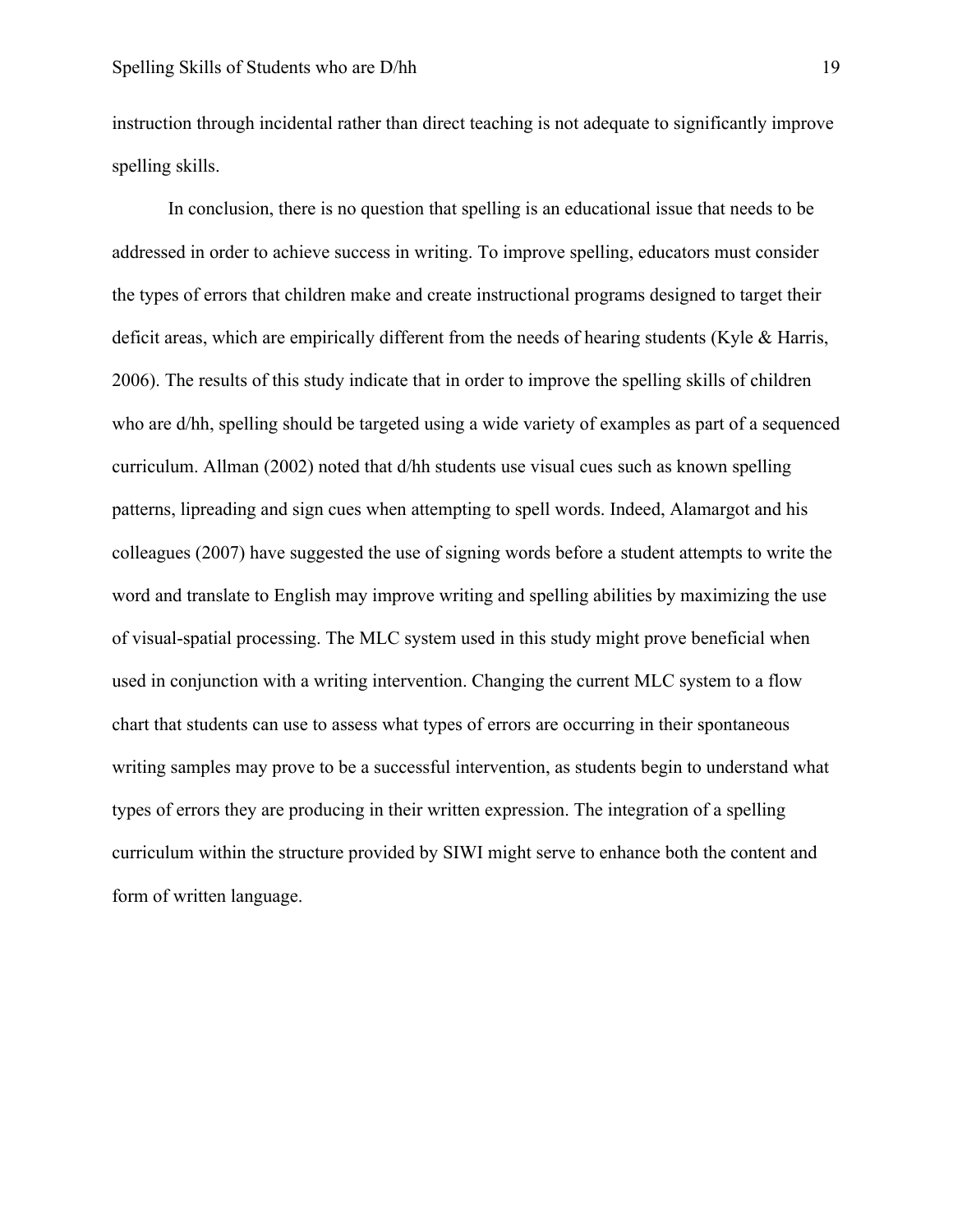instruction through incidental rather than direct teaching is not adequate to significantly improve spelling skills.

In conclusion, there is no question that spelling is an educational issue that needs to be addressed in order to achieve success in writing. To improve spelling, educators must consider the types of errors that children make and create instructional programs designed to target their deficit areas, which are empirically different from the needs of hearing students (Kyle & Harris, 2006). The results of this study indicate that in order to improve the spelling skills of children who are d/hh, spelling should be targeted using a wide variety of examples as part of a sequenced curriculum. Allman (2002) noted that d/hh students use visual cues such as known spelling patterns, lipreading and sign cues when attempting to spell words. Indeed, Alamargot and his colleagues (2007) have suggested the use of signing words before a student attempts to write the word and translate to English may improve writing and spelling abilities by maximizing the use of visual-spatial processing. The MLC system used in this study might prove beneficial when used in conjunction with a writing intervention. Changing the current MLC system to a flow chart that students can use to assess what types of errors are occurring in their spontaneous writing samples may prove to be a successful intervention, as students begin to understand what types of errors they are producing in their written expression. The integration of a spelling curriculum within the structure provided by SIWI might serve to enhance both the content and form of written language.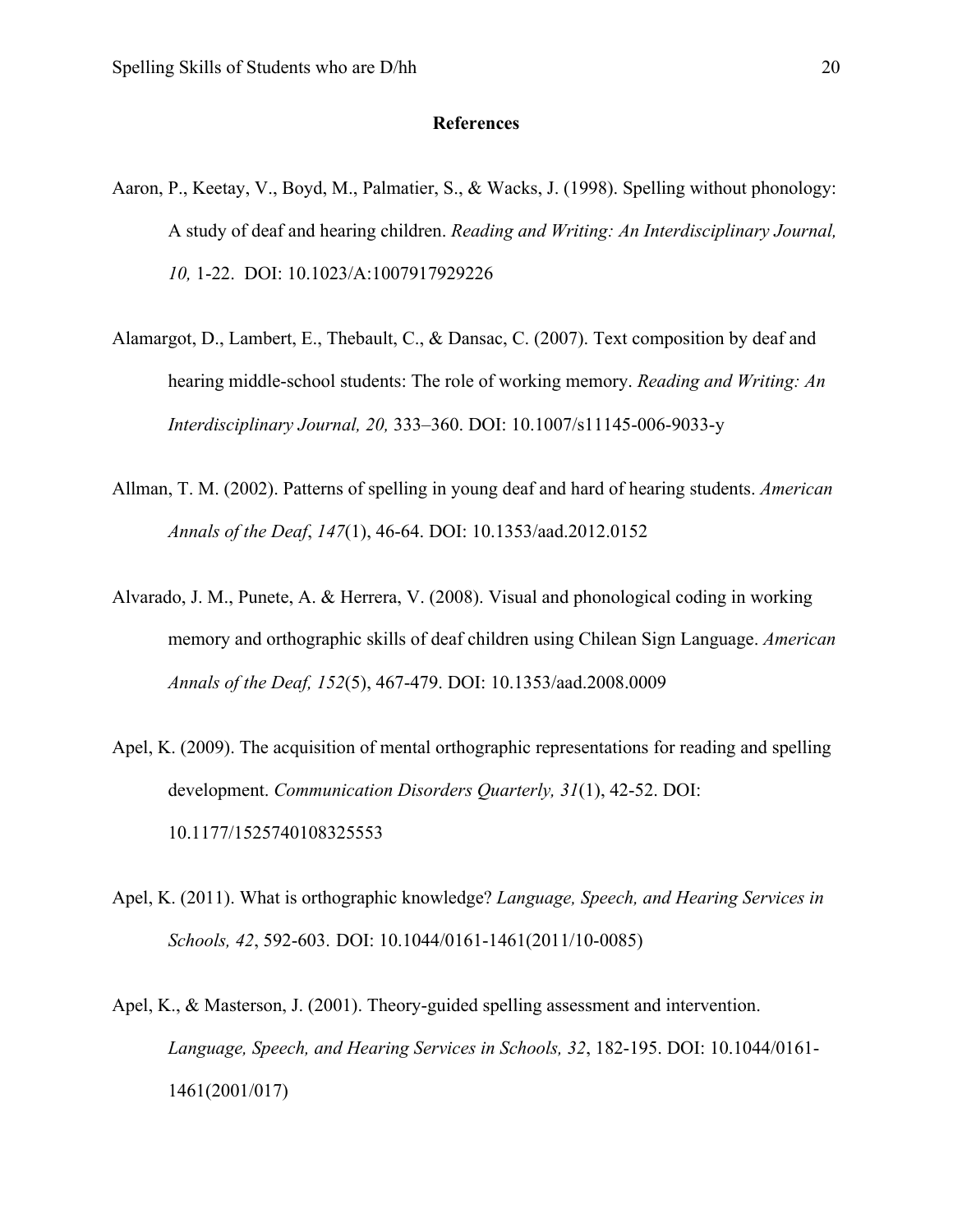## References

Aaron, P., Keetay, V., Boyd, M., Palmatier, S., & Wacks, J. (1998). Spelling without phonology: A study of deaf and hearing children. *Reading and Writing: An Interdisciplinary Journal, 10,* 1-22. DOI: 10.1023/A:1007917929226

Alamargot, D., Lambert, E., Thebault, C., & Dansac, C. (2007). Text composition by deaf and hearing middle-school students: The role of working memory. *Reading and Writing: An Interdisciplinary Journal, 20,* 333–360. DOI: 10.1007/s11145-006-9033-y

Allman, T. M. (2002). Patterns of spelling in young deaf and hard of hearing students. *American Annals of the Deaf*, *147*(1), 46-64. DOI: 10.1353/aad.2012.0152

Alvarado, J. M., Punete, A. & Herrera, V. (2008). Visual and phonological coding in working memory and orthographic skills of deaf children using Chilean Sign Language. *American Annals of the Deaf, 152*(5), 467-479. DOI: 10.1353/aad.2008.0009

Apel, K. (2009). The acquisition of mental orthographic representations for reading and spelling development. *Communication Disorders Quarterly, 31*(1), 42-52. DOI: 10.1177/1525740108325553

Apel, K. (2011). What is orthographic knowledge? *Language, Speech, and Hearing Services in Schools, 42*, 592-603. DOI: 10.1044/0161-1461(2011/10-0085)

Apel, K., & Masterson, J. (2001). Theory-guided spelling assessment and intervention. *Language, Speech, and Hearing Services in Schools, 32*, 182-195. DOI: 10.1044/0161-1461(2001/017)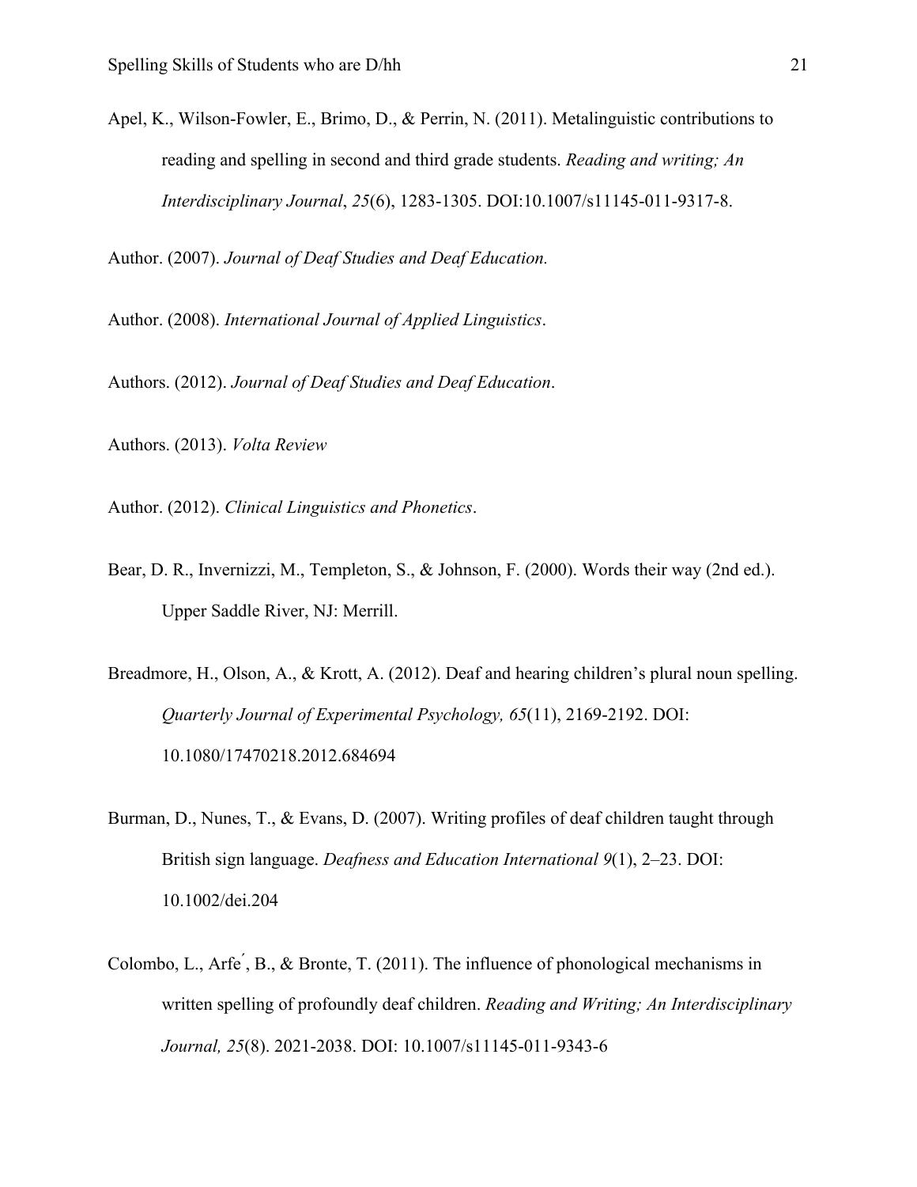Apel, K., Wilson-Fowler, E., Brimo, D., & Perrin, N. (2011). Metalinguistic contributions to reading and spelling in second and third grade students. *Reading and writing; An Interdisciplinary Journal*, *25*(6), 1283-1305. DOI:10.1007/s11145-011-9317-8.

Author. (2007). *Journal of Deaf Studies and Deaf Education.*

Author. (2008). *International Journal of Applied Linguistics*.

Authors. (2012). *Journal of Deaf Studies and Deaf Education*.

Authors. (2013). *Volta Review*

Author. (2012). *Clinical Linguistics and Phonetics*.

Bear, D. R., Invernizzi, M., Templeton, S., & Johnson, F. (2000). Words their way (2nd ed.). Upper Saddle River, NJ: Merrill.

Breadmore, H., Olson, A., & Krott, A. (2012). Deaf and hearing children's plural noun spelling. *Quarterly Journal of Experimental Psychology, 65*(11), 2169-2192. DOI: 10.1080/17470218.2012.684694

Burman, D., Nunes, T., & Evans, D. (2007). Writing profiles of deaf children taught through British sign language. *Deafness and Education International 9*(1), 2–23. DOI: 10.1002/dei.204

Colombo, L., Arfé, B., & Bronte, T. (2011). The influence of phonological mechanisms in written spelling of profoundly deaf children. *Reading and Writing; An Interdisciplinary Journal, 25*(8). 2021-2038. DOI: 10.1007/s11145-011-9343-6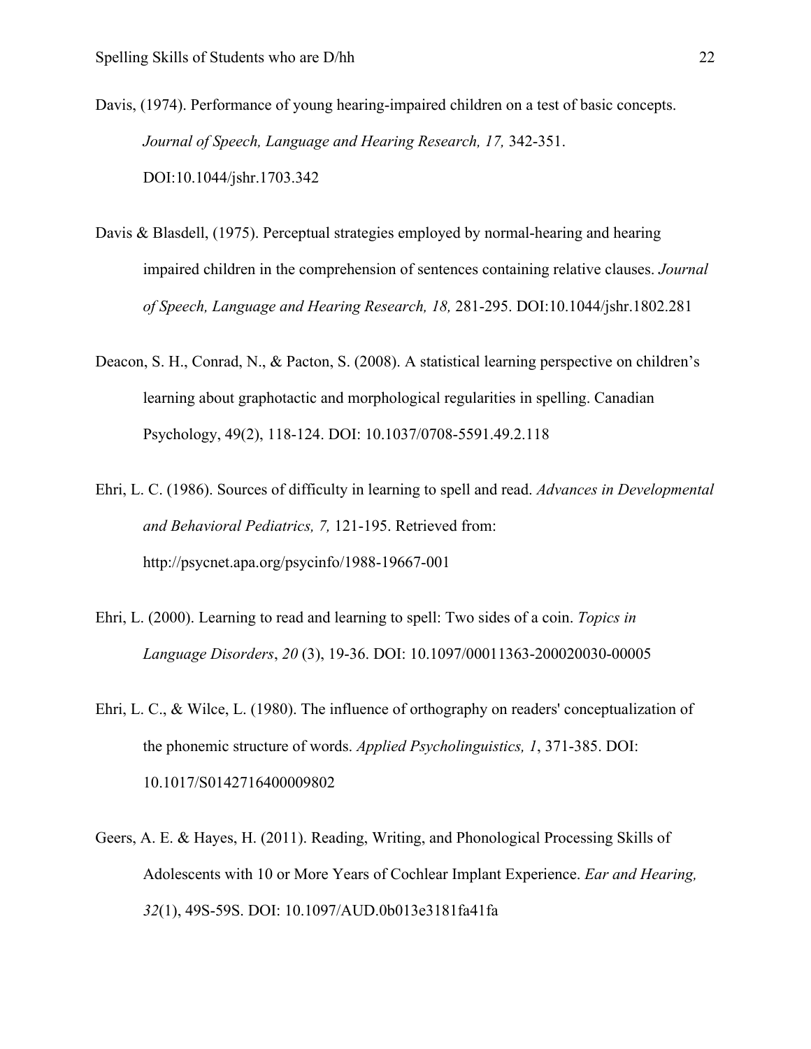Davis, (1974). Performance of young hearing-impaired children on a test of basic concepts. *Journal of Speech, Language and Hearing Research, 17,* 342-351. DOI:10.1044/jshr.1703.342

Davis & Blasdell, (1975). Perceptual strategies employed by normal-hearing and hearing impaired children in the comprehension of sentences containing relative clauses. *Journal of Speech, Language and Hearing Research, 18,* 281-295. DOI:10.1044/jshr.1802.281

Deacon, S. H., Conrad, N., & Pacton, S. (2008). A statistical learning perspective on children's learning about graphotactic and morphological regularities in spelling. Canadian Psychology, 49(2), 118-124. DOI: 10.1037/0708-5591.49.2.118

Ehri, L. C. (1986). Sources of difficulty in learning to spell and read. *Advances in Developmental and Behavioral Pediatrics, 7,* 121-195. Retrieved from: http://psycnet.apa.org/psycinfo/1988-19667-001

Ehri, L. (2000). Learning to read and learning to spell: Two sides of a coin. *Topics in Language Disorders*, *20* (3), 19-36. DOI: 10.1097/00011363-200020030-00005

Ehri, L. C., & Wilce, L. (1980). The influence of orthography on readers' conceptualization of the phonemic structure of words. *Applied Psycholinguistics, 1*, 371-385. DOI: 10.1017/S0142716400009802

Geers, A. E. & Hayes, H. (2011). Reading, Writing, and Phonological Processing Skills of Adolescents with 10 or More Years of Cochlear Implant Experience. *Ear and Hearing, 32*(1), 49S-59S. DOI: 10.1097/AUD.0b013e3181fa41fa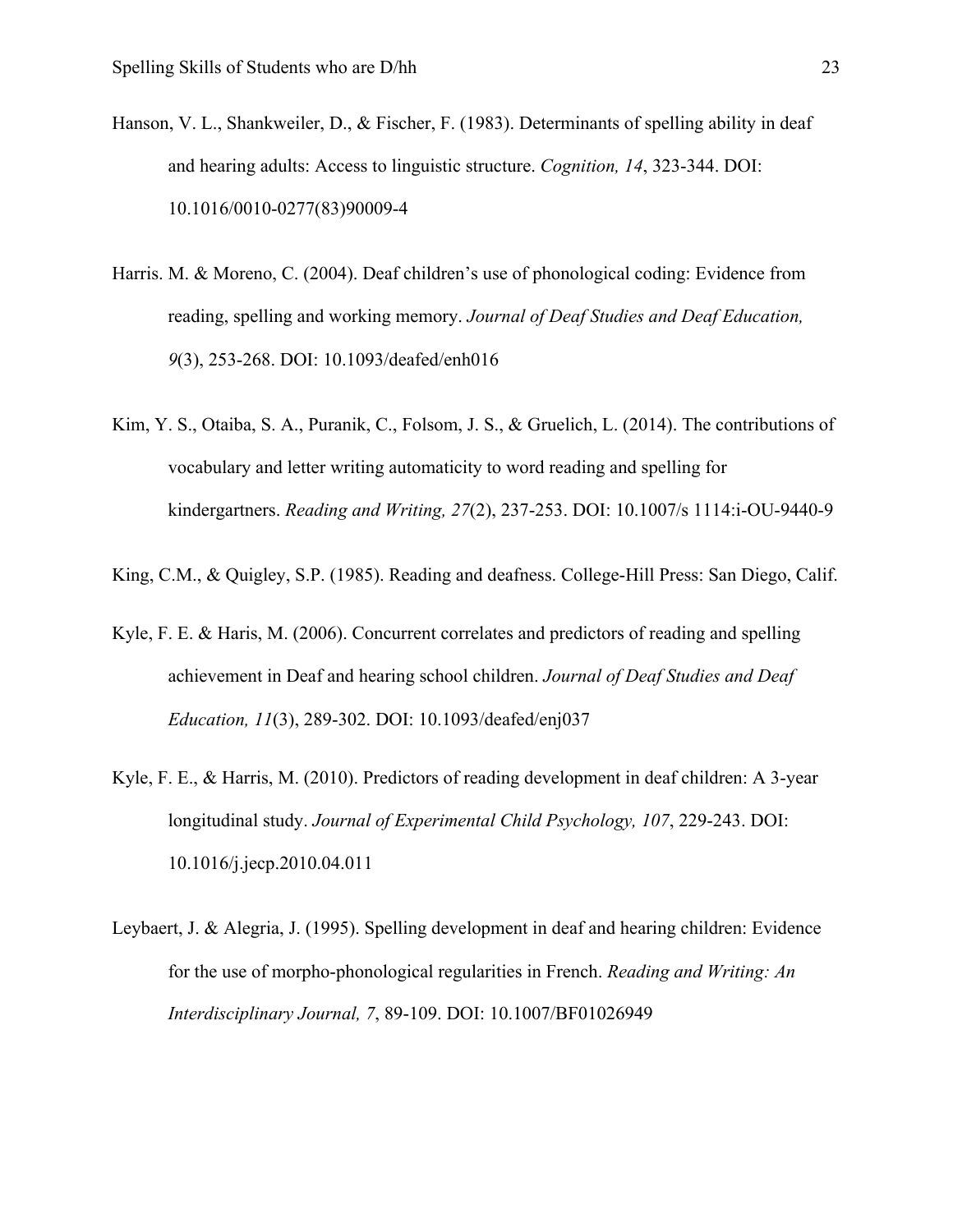Hanson, V. L., Shankweiler, D., & Fischer, F. (1983). Determinants of spelling ability in deaf and hearing adults: Access to linguistic structure. *Cognition, 14*, 323-344. DOI: 10.1016/0010-0277(83)90009-4

Harris. M. & Moreno, C. (2004). Deaf children's use of phonological coding: Evidence from reading, spelling and working memory. *Journal of Deaf Studies and Deaf Education, 9*(3), 253-268. DOI: 10.1093/deafed/enh016

Kim, Y. S., Otaiba, S. A., Puranik, C., Folsom, J. S., & Gruelich, L. (2014). The contributions of vocabulary and letter writing automaticity to word reading and spelling for kindergartners. *Reading and Writing, 27*(2), 237-253. DOI: 10.1007/s 1114:i-OU-9440-9

King, C.M., & Quigley, S.P. (1985). Reading and deafness. College-Hill Press: San Diego, Calif.

Kyle, F. E. & Haris, M. (2006). Concurrent correlates and predictors of reading and spelling achievement in Deaf and hearing school children. *Journal of Deaf Studies and Deaf Education, 11*(3), 289-302. DOI: 10.1093/deafed/enj037

Kyle, F. E., & Harris, M. (2010). Predictors of reading development in deaf children: A 3-year longitudinal study. *Journal of Experimental Child Psychology, 107*, 229-243. DOI: 10.1016/j.jecp.2010.04.011

Leybaert, J. & Alegria, J. (1995). Spelling development in deaf and hearing children: Evidence for the use of morpho-phonological regularities in French. *Reading and Writing: An Interdisciplinary Journal, 7*, 89-109. DOI: 10.1007/BF01026949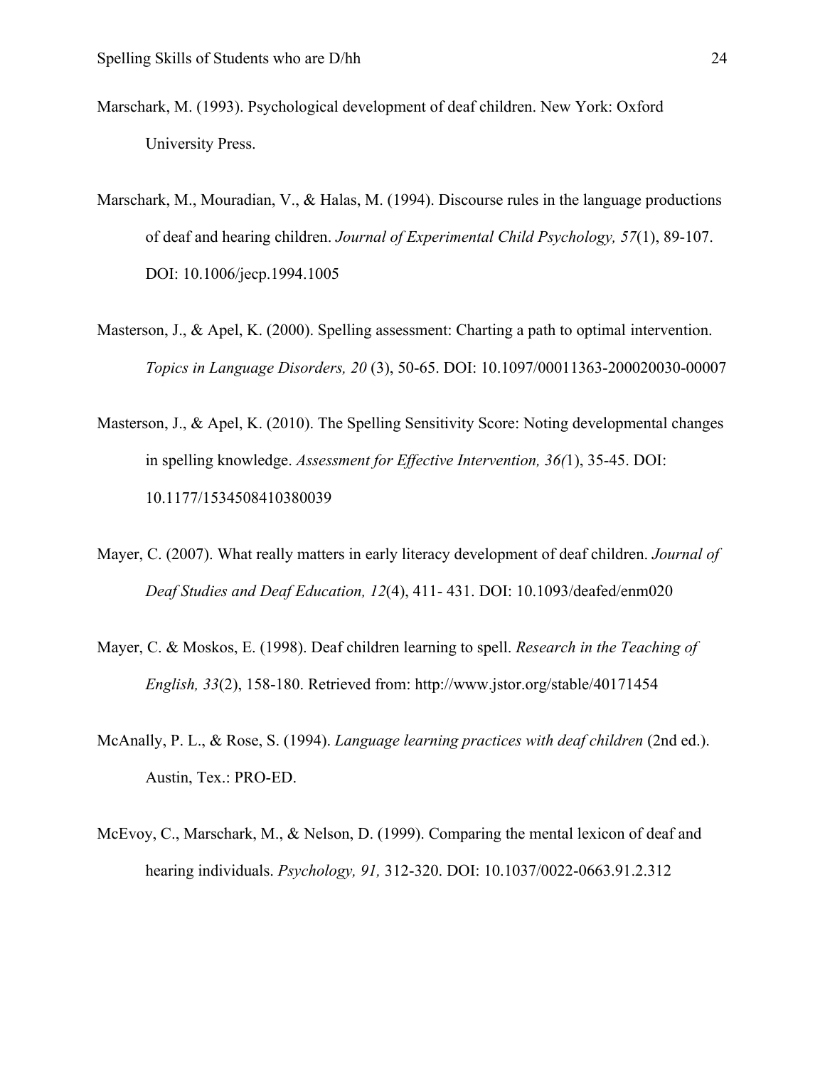Marschark, M. (1993). Psychological development of deaf children. New York: Oxford University Press.

Marschark, M., Mouradian, V., & Halas, M. (1994). Discourse rules in the language productions of deaf and hearing children. *Journal of Experimental Child Psychology, 57*(1), 89-107. DOI: 10.1006/jecp.1994.1005

Masterson, J., & Apel, K. (2000). Spelling assessment: Charting a path to optimal intervention. *Topics in Language Disorders, 20* (3), 50-65. DOI: 10.1097/00011363-200020030-00007

Masterson, J., & Apel, K. (2010). The Spelling Sensitivity Score: Noting developmental changes in spelling knowledge. *Assessment for Effective Intervention, 36(*1), 35-45. DOI: 10.1177/1534508410380039

Mayer, C. (2007). What really matters in early literacy development of deaf children. *Journal of Deaf Studies and Deaf Education, 12*(4), 411- 431. DOI: 10.1093/deafed/enm020

Mayer, C. & Moskos, E. (1998). Deaf children learning to spell. *Research in the Teaching of English, 33*(2), 158-180. Retrieved from: http://www.jstor.org/stable/40171454

McAnally, P. L., & Rose, S. (1994). *Language learning practices with deaf children* (2nd ed.). Austin, Tex.: PRO-ED.

McEvoy, C., Marschark, M., & Nelson, D. (1999). Comparing the mental lexicon of deaf and hearing individuals. *Psychology, 91,* 312-320. DOI: 10.1037/0022-0663.91.2.312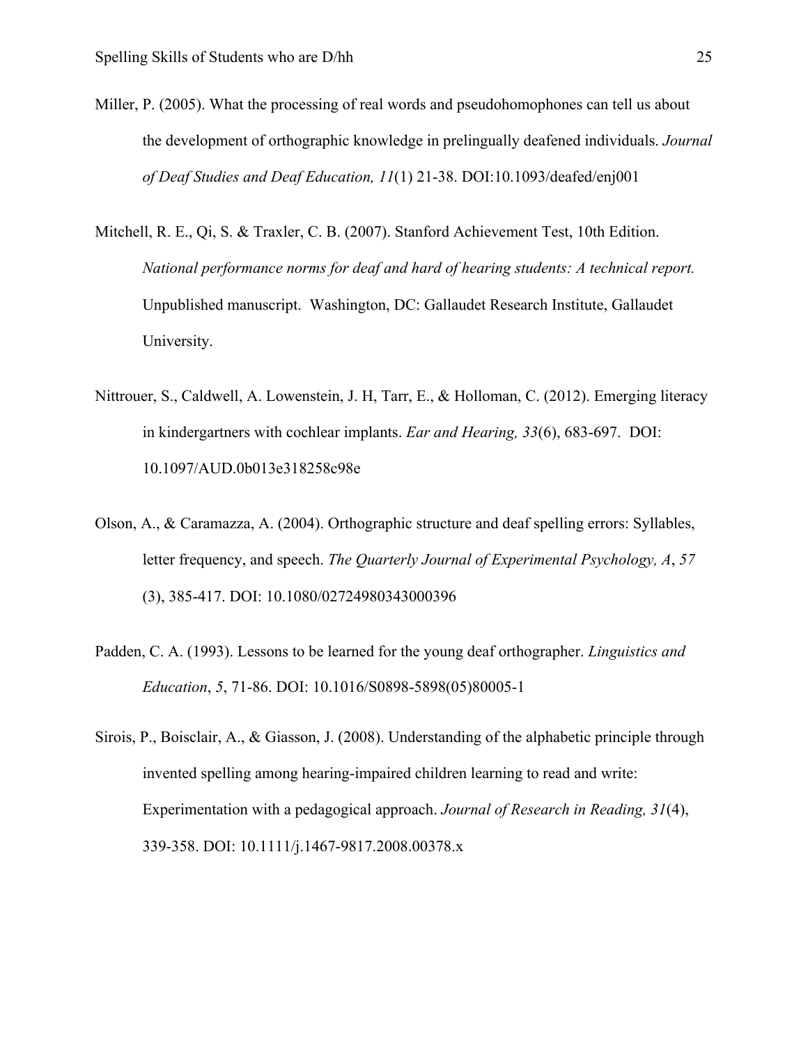Miller, P. (2005). What the processing of real words and pseudohomophones can tell us about the development of orthographic knowledge in prelingually deafened individuals. *Journal of Deaf Studies and Deaf Education, 11*(1) 21-38. DOI:10.1093/deafed/enj001

Mitchell, R. E., Qi, S. & Traxler, C. B. (2007). Stanford Achievement Test, 10th Edition. *National performance norms for deaf and hard of hearing students: A technical report.* Unpublished manuscript. Washington, DC: Gallaudet Research Institute, Gallaudet University.

Nittrouer, S., Caldwell, A. Lowenstein, J. H, Tarr, E., & Holloman, C. (2012). Emerging literacy in kindergartners with cochlear implants. *Ear and Hearing, 33*(6), 683-697. DOI: 10.1097/AUD.0b013e318258c98e

Olson, A., & Caramazza, A. (2004). Orthographic structure and deaf spelling errors: Syllables, letter frequency, and speech. *The Quarterly Journal of Experimental Psychology, A*, *57* (3), 385-417. DOI: 10.1080/02724980343000396

Padden, C. A. (1993). Lessons to be learned for the young deaf orthographer. *Linguistics and Education*, *5*, 71-86. DOI: 10.1016/S0898-5898(05)80005-1

Sirois, P., Boisclair, A., & Giasson, J. (2008). Understanding of the alphabetic principle through invented spelling among hearing-impaired children learning to read and write: Experimentation with a pedagogical approach. *Journal of Research in Reading, 31*(4), 339-358. DOI: 10.1111/j.1467-9817.2008.00378.x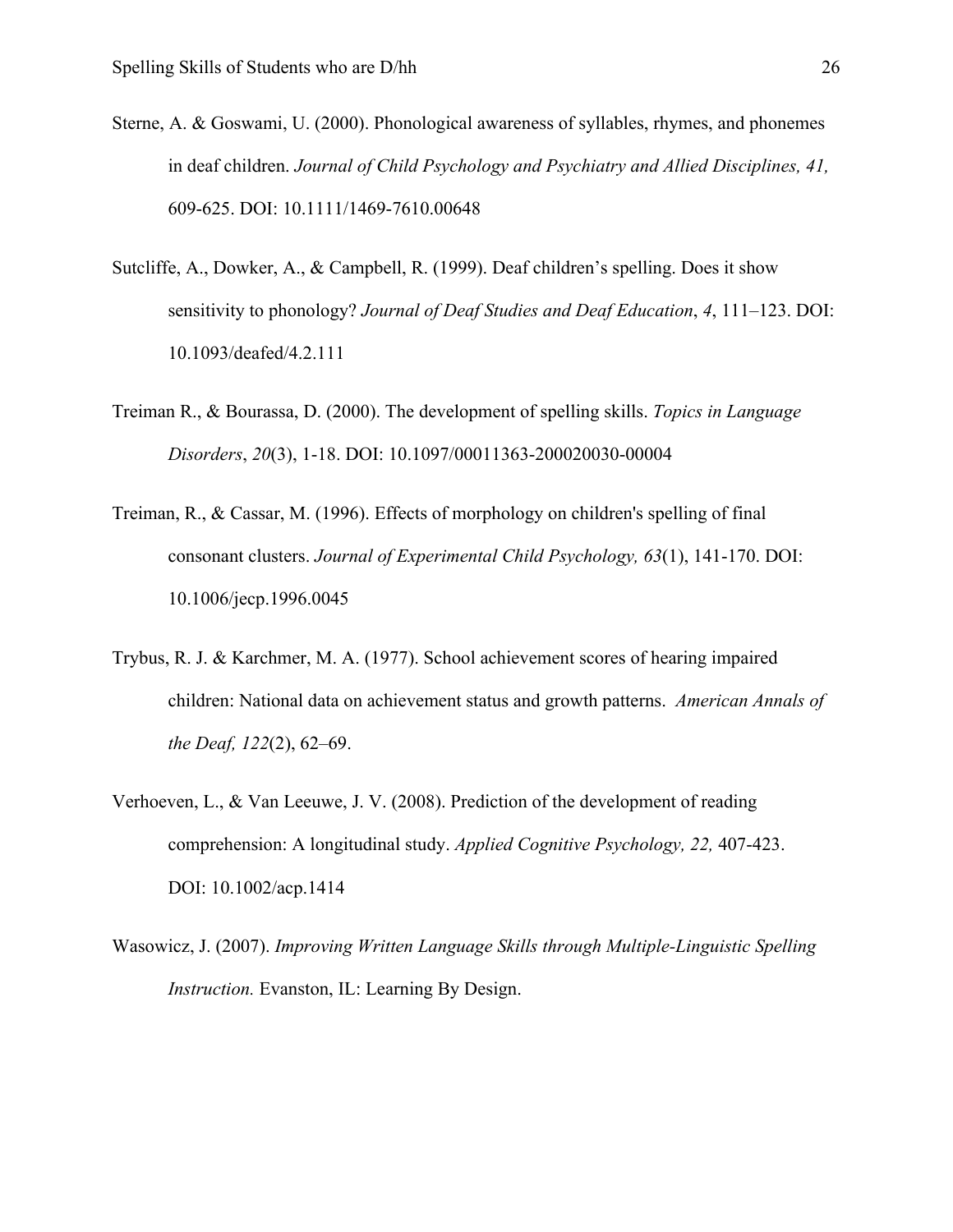Sterne, A. & Goswami, U. (2000). Phonological awareness of syllables, rhymes, and phonemes in deaf children. *Journal of Child Psychology and Psychiatry and Allied Disciplines, 41,* 609-625. DOI: 10.1111/1469-7610.00648

Sutcliffe, A., Dowker, A., & Campbell, R. (1999). Deaf children's spelling. Does it show sensitivity to phonology? *Journal of Deaf Studies and Deaf Education*, *4*, 111–123. DOI: 10.1093/deafed/4.2.111

Treiman R., & Bourassa, D. (2000). The development of spelling skills. *Topics in Language Disorders*, *20*(3), 1-18. DOI: 10.1097/00011363-200020030-00004

Treiman, R., & Cassar, M. (1996). Effects of morphology on children's spelling of final consonant clusters. *Journal of Experimental Child Psychology, 63*(1), 141-170. DOI: 10.1006/jecp.1996.0045

Trybus, R. J. & Karchmer, M. A. (1977). School achievement scores of hearing impaired children: National data on achievement status and growth patterns. *American Annals of the Deaf, 122*(2), 62–69.

Verhoeven, L., & Van Leeuwe, J. V. (2008). Prediction of the development of reading comprehension: A longitudinal study. *Applied Cognitive Psychology, 22,* 407-423. DOI: 10.1002/acp.1414

Wasowicz, J. (2007). *Improving Written Language Skills through Multiple-Linguistic Spelling Instruction.* Evanston, IL: Learning By Design.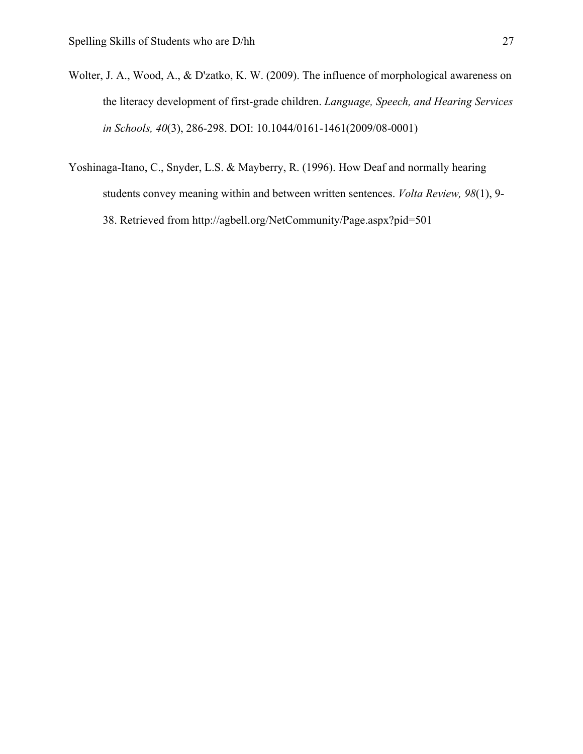Wolter, J. A., Wood, A., & D'zatko, K. W. (2009). The influence of morphological awareness on the literacy development of first-grade children. *Language, Speech, and Hearing Services in Schools, 40*(3), 286-298. DOI: 10.1044/0161-1461(2009/08-0001)

Yoshinaga-Itano, C., Snyder, L.S. & Mayberry, R. (1996). How Deaf and normally hearing students convey meaning within and between written sentences. *Volta Review, 98*(1), 9-38. Retrieved from http://agbell.org/NetCommunity/Page.aspx?pid=501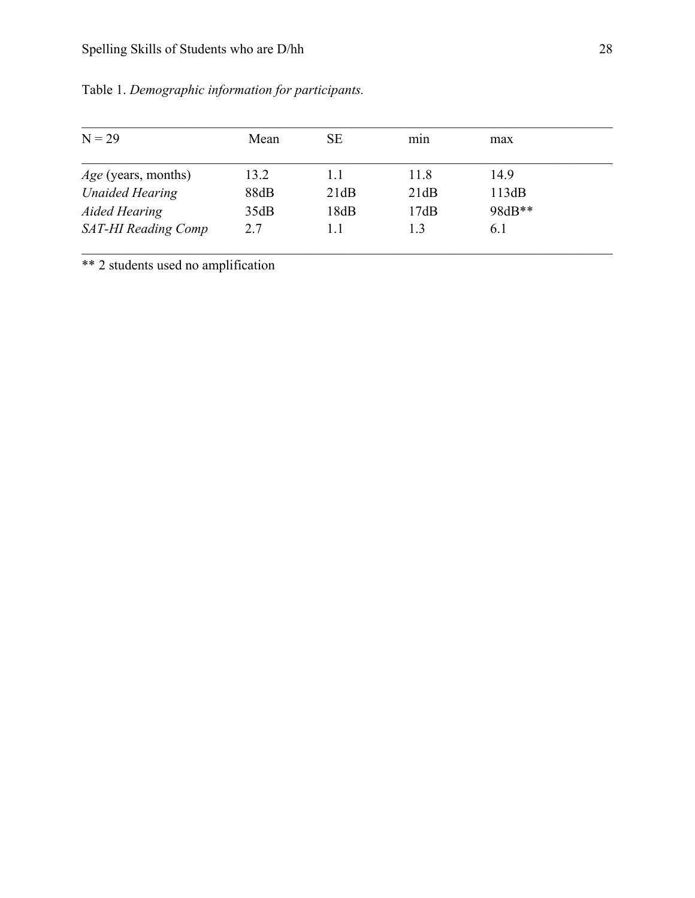Table 1. *Demographic information for participants.*

| N = 29 | Mean | SE | min | max |
|---|---|---|---|---|
| *Age* (years, months) | 13.2 | 1.1 | 11.8 | 14.9 |
| *Unaided Hearing* | 88dB | 21dB | 21dB | 113dB |
| *Aided Hearing* | 35dB | 18dB | 17dB | 98dB** |
| *SAT-HI Reading Comp* | 2.7 | 1.1 | 1.3 | 6.1 |

** 2 students used no amplification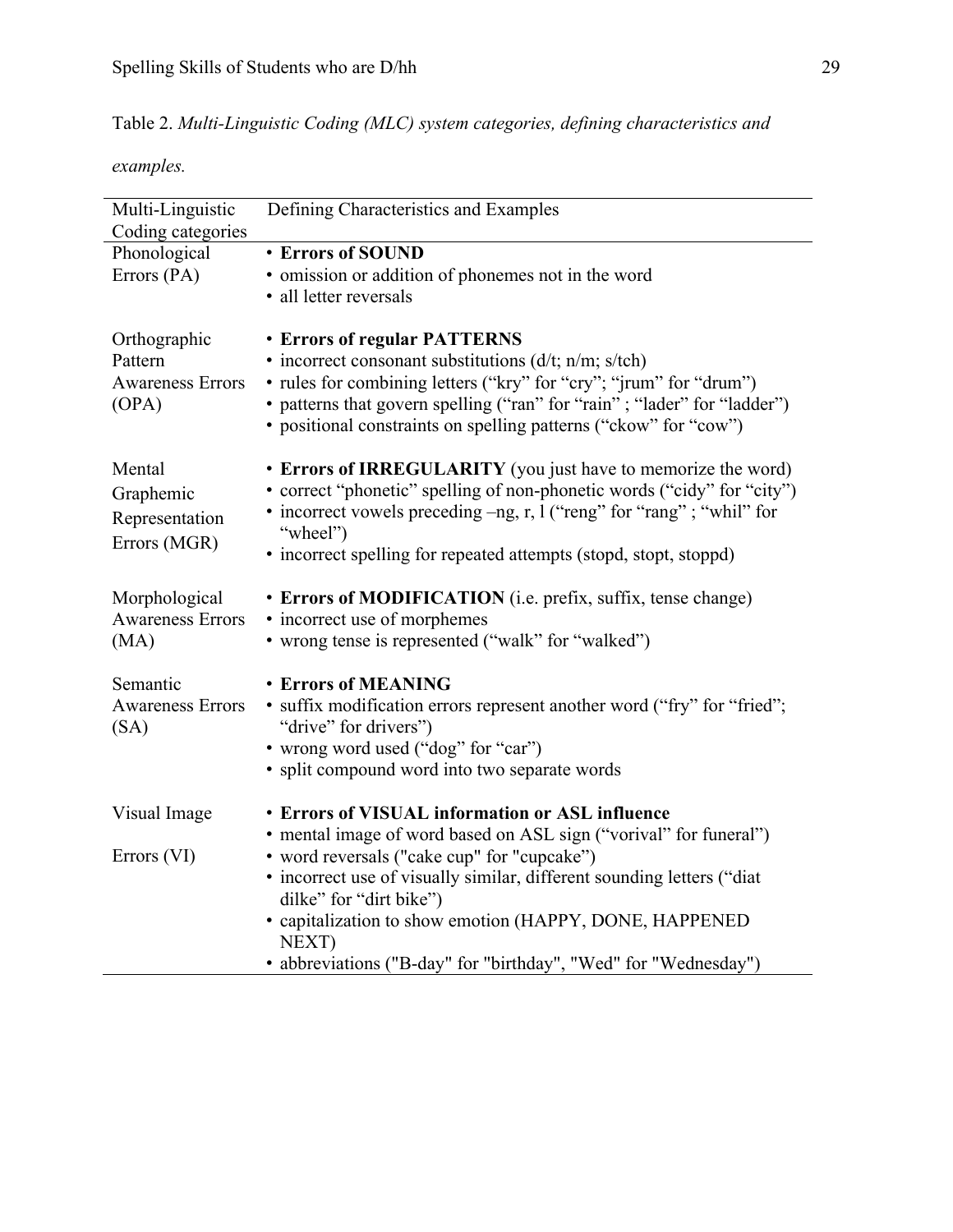Table 2. *Multi-Linguistic Coding (MLC) system categories, defining characteristics and examples.*

| Multi-Linguistic Coding categories | Defining Characteristics and Examples |
|---|---|
| Phonological Errors (PA) | • **Errors of SOUND**<br>• omission or addition of phonemes not in the word<br>• all letter reversals |
| Orthographic Pattern Awareness Errors (OPA) | • **Errors of regular PATTERNS**<br>• incorrect consonant substitutions (d/t; n/m; s/tch)<br>• rules for combining letters ("kry" for "cry"; "jrum" for "drum")<br>• patterns that govern spelling ("ran" for "rain" ; "lader" for "ladder")<br>• positional constraints on spelling patterns ("ckow" for "cow") |
| Mental Graphemic Representation Errors (MGR) | • **Errors of IRREGULARITY** (you just have to memorize the word)<br>• correct "phonetic" spelling of non-phonetic words ("cidy" for "city")<br>• incorrect vowels preceding –ng, r, l ("reng" for "rang" ; "whil" for "wheel")<br>• incorrect spelling for repeated attempts (stopd, stopt, stoppd) |
| Morphological Awareness Errors (MA) | • **Errors of MODIFICATION** (i.e. prefix, suffix, tense change)<br>• incorrect use of morphemes<br>• wrong tense is represented ("walk" for "walked") |
| Semantic Awareness Errors (SA) | • **Errors of MEANING**<br>• suffix modification errors represent another word ("fry" for "fried"; "drive" for drivers")<br>• wrong word used ("dog" for "car")<br>• split compound word into two separate words |
| Visual Image Errors (VI) | • **Errors of VISUAL information or ASL influence**<br>• mental image of word based on ASL sign ("vorival" for funeral")<br>• word reversals ("cake cup" for "cupcake")<br>• incorrect use of visually similar, different sounding letters ("diat dilke" for "dirt bike")<br>• capitalization to show emotion (HAPPY, DONE, HAPPENED NEXT)<br>• abbreviations ("B-day" for "birthday", "Wed" for "Wednesday") |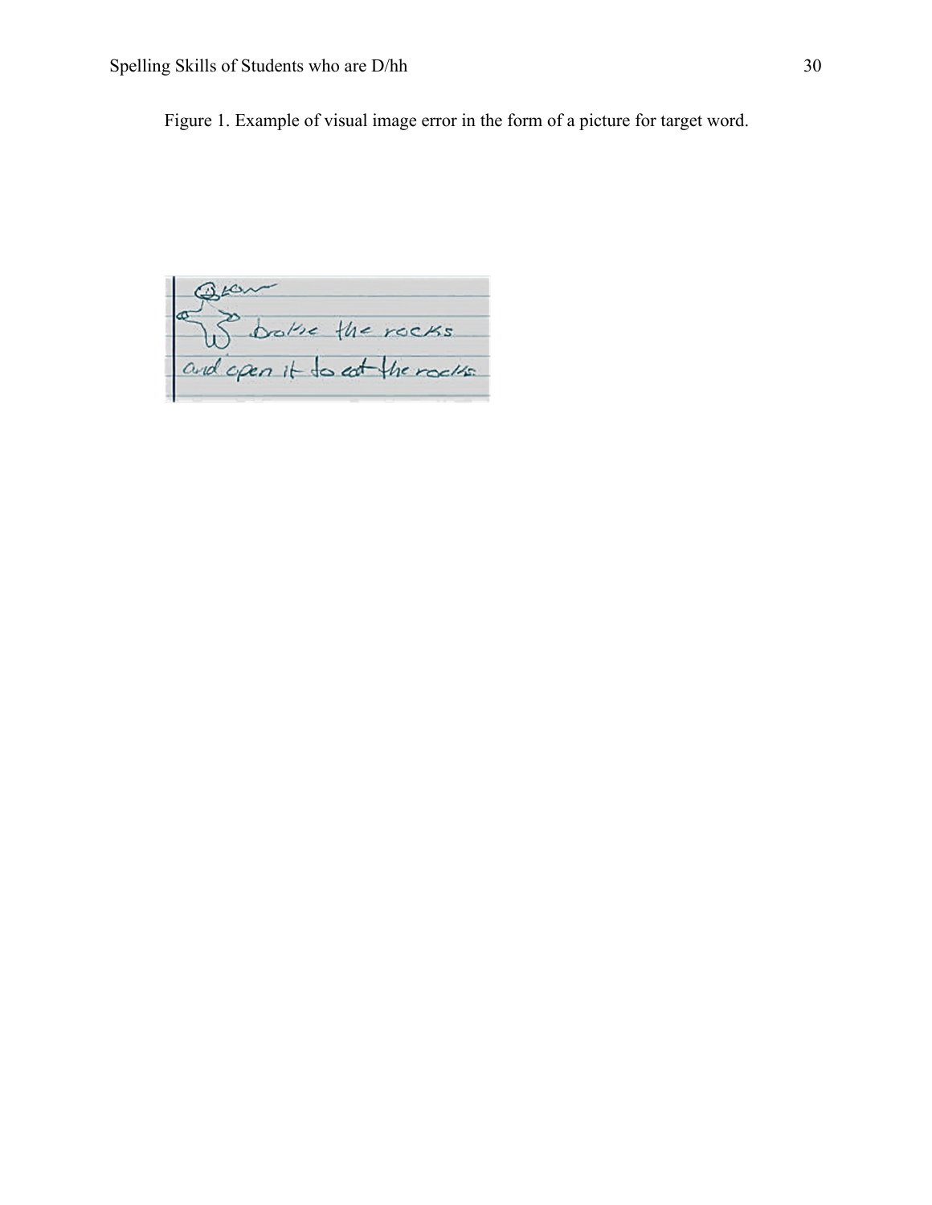Figure 1. Example of visual image error in the form of a picture for target word.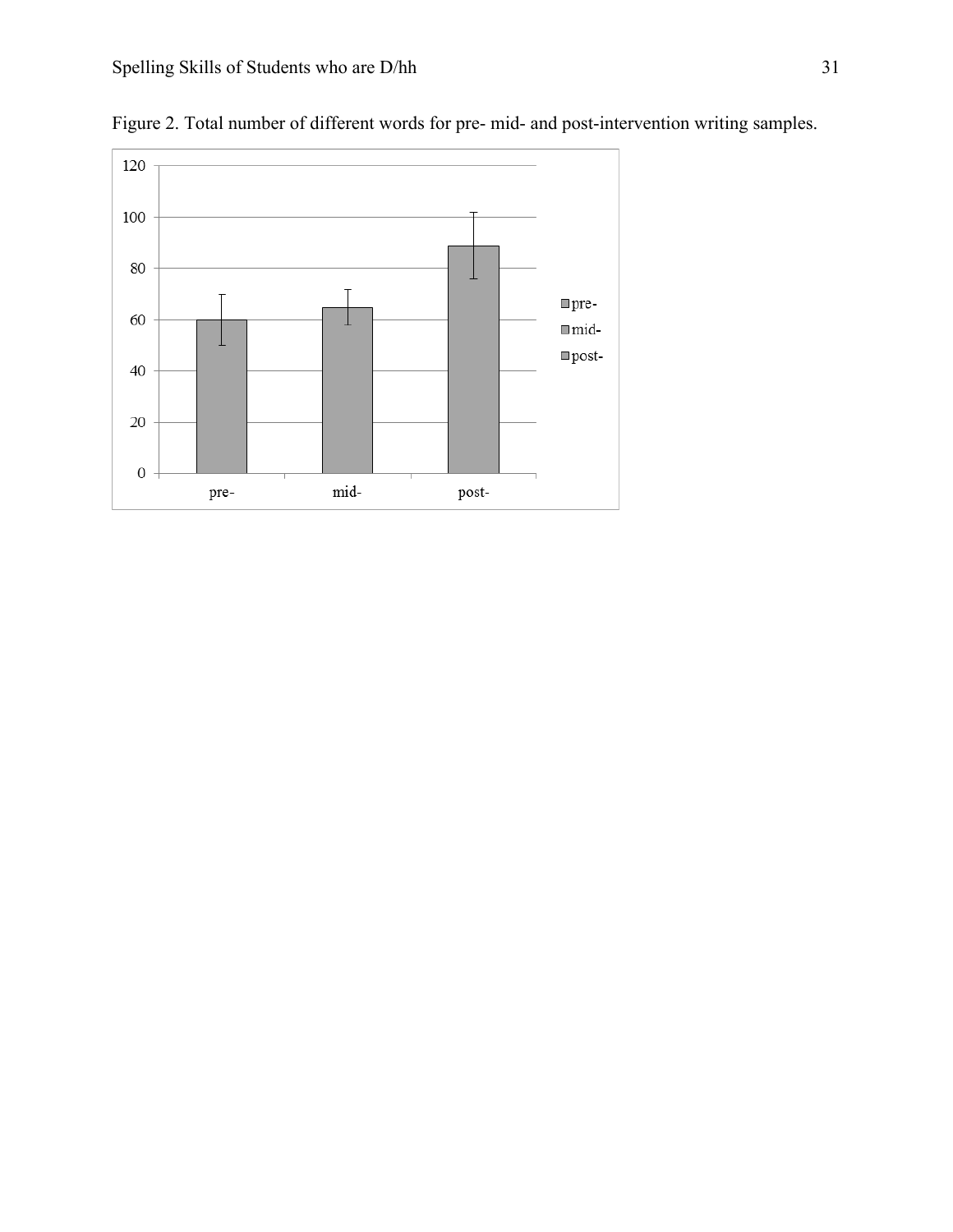Figure 2. Total number of different words for pre- mid- and post-intervention writing samples.

120

100

80

60

40

20

0

pre-

mid-

post-

pre-

mid-

post-